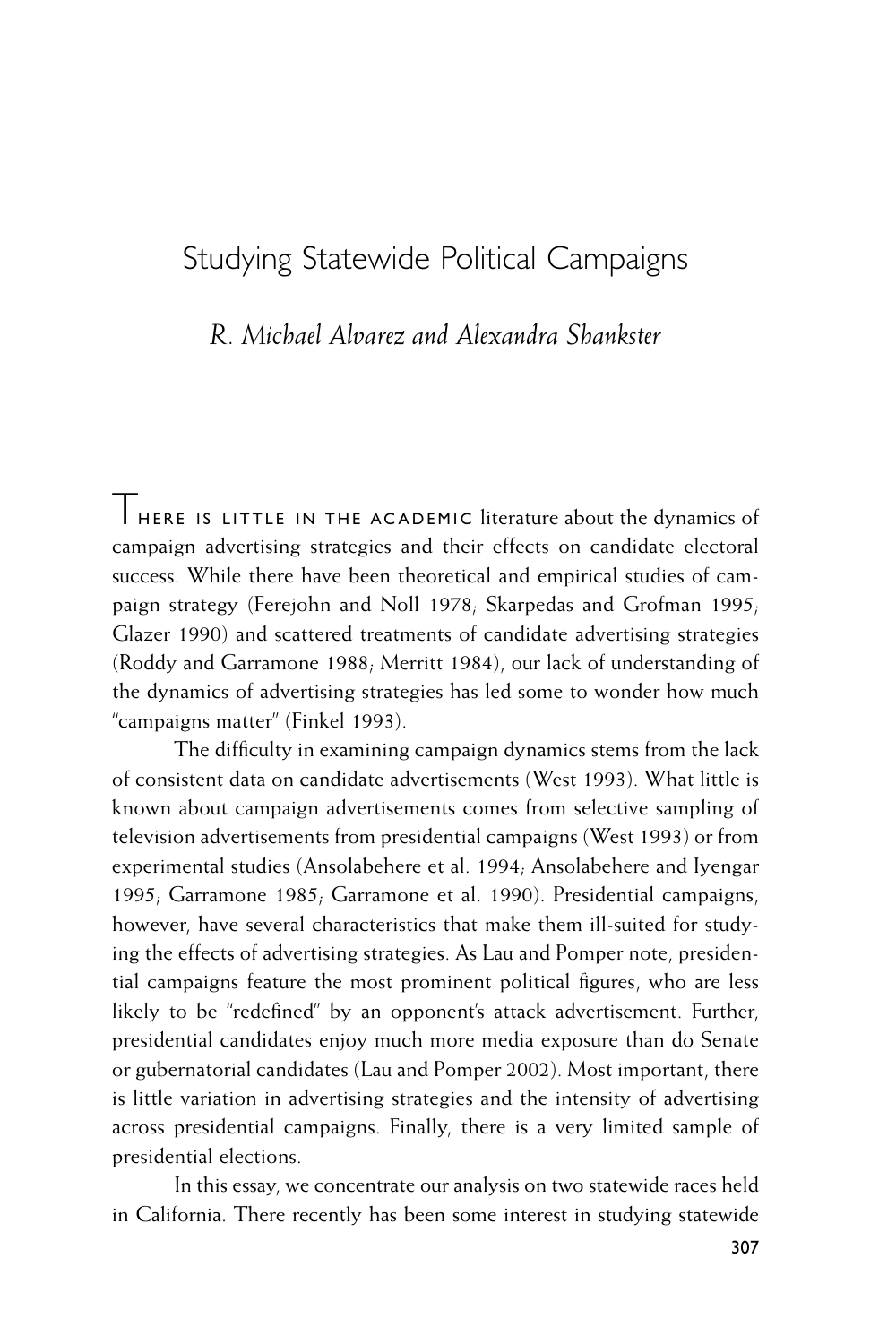# Studying Statewide Political Campaigns

*R. Michael Alvarez and Alexandra Shankster*

There is little in the academic literature about the dynamics of campaign advertising strategies and their effects on candidate electoral success. While there have been theoretical and empirical studies of campaign strategy (Ferejohn and Noll 1978; Skarpedas and Grofman 1995; Glazer 1990) and scattered treatments of candidate advertising strategies (Roddy and Garramone 1988; Merritt 1984), our lack of understanding of the dynamics of advertising strategies has led some to wonder how much "campaigns matter" (Finkel 1993).

The difficulty in examining campaign dynamics stems from the lack of consistent data on candidate advertisements (West 1993). What little is known about campaign advertisements comes from selective sampling of television advertisements from presidential campaigns (West 1993) or from experimental studies (Ansolabehere et al. 1994; Ansolabehere and Iyengar 1995; Garramone 1985; Garramone et al. 1990). Presidential campaigns, however, have several characteristics that make them ill-suited for studying the effects of advertising strategies. As Lau and Pomper note, presidential campaigns feature the most prominent political figures, who are less likely to be "redefined" by an opponent's attack advertisement. Further, presidential candidates enjoy much more media exposure than do Senate or gubernatorial candidates (Lau and Pomper 2002). Most important, there is little variation in advertising strategies and the intensity of advertising across presidential campaigns. Finally, there is a very limited sample of presidential elections.

In this essay, we concentrate our analysis on two statewide races held in California. There recently has been some interest in studying statewide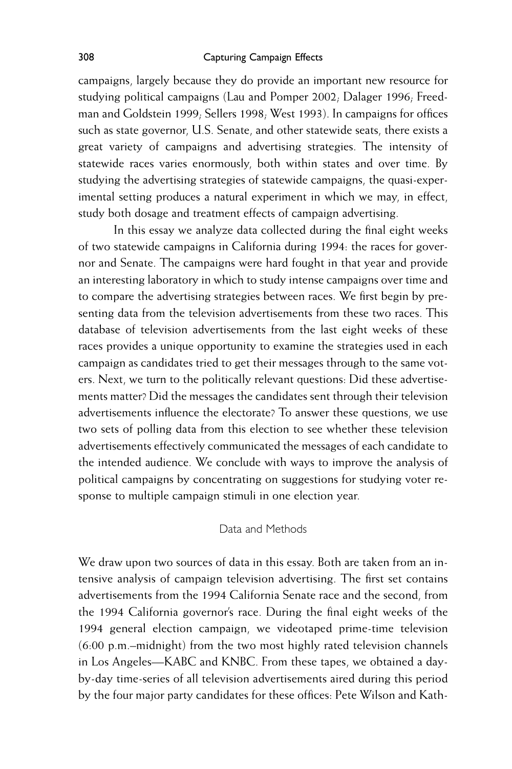campaigns, largely because they do provide an important new resource for studying political campaigns (Lau and Pomper 2002; Dalager 1996; Freedman and Goldstein 1999; Sellers 1998; West 1993). In campaigns for offices such as state governor, U.S. Senate, and other statewide seats, there exists a great variety of campaigns and advertising strategies. The intensity of statewide races varies enormously, both within states and over time. By studying the advertising strategies of statewide campaigns, the quasi-experimental setting produces a natural experiment in which we may, in effect, study both dosage and treatment effects of campaign advertising.

In this essay we analyze data collected during the final eight weeks of two statewide campaigns in California during 1994: the races for governor and Senate. The campaigns were hard fought in that year and provide an interesting laboratory in which to study intense campaigns over time and to compare the advertising strategies between races. We first begin by presenting data from the television advertisements from these two races. This database of television advertisements from the last eight weeks of these races provides a unique opportunity to examine the strategies used in each campaign as candidates tried to get their messages through to the same voters. Next, we turn to the politically relevant questions: Did these advertisements matter? Did the messages the candidates sent through their television advertisements influence the electorate? To answer these questions, we use two sets of polling data from this election to see whether these television advertisements effectively communicated the messages of each candidate to the intended audience. We conclude with ways to improve the analysis of political campaigns by concentrating on suggestions for studying voter response to multiple campaign stimuli in one election year.

## Data and Methods

We draw upon two sources of data in this essay. Both are taken from an intensive analysis of campaign television advertising. The first set contains advertisements from the 1994 California Senate race and the second, from the 1994 California governor's race. During the final eight weeks of the 1994 general election campaign, we videotaped prime-time television (6:00 p.m.–midnight) from the two most highly rated television channels in Los Angeles—KABC and KNBC. From these tapes, we obtained a day-by-day time-series of all television advertisements aired during this period by the four major party candidates for these offices: Pete Wilson and Kath-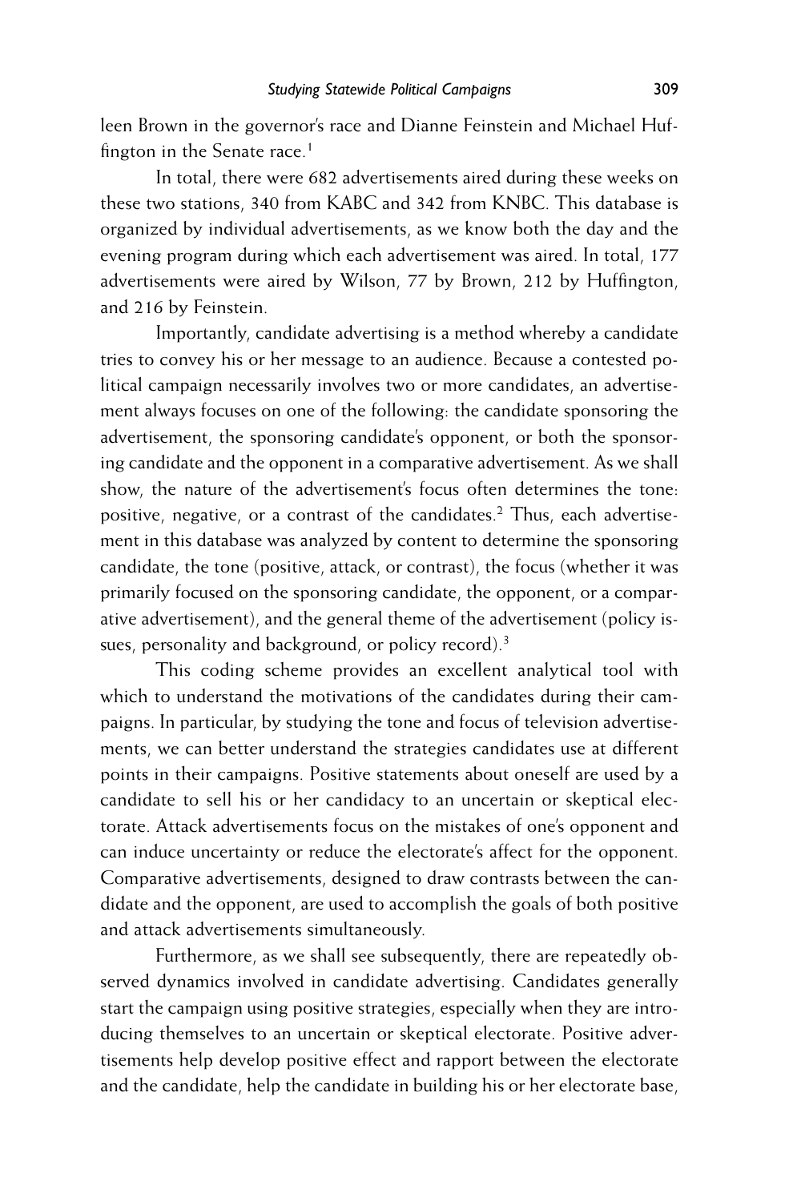leen Brown in the governor's race and Dianne Feinstein and Michael Huffington in the Senate race.[1]

In total, there were 682 advertisements aired during these weeks on these two stations, 340 from KABC and 342 from KNBC. This database is organized by individual advertisements, as we know both the day and the evening program during which each advertisement was aired. In total, 177 advertisements were aired by Wilson, 77 by Brown, 212 by Huffington, and 216 by Feinstein.

Importantly, candidate advertising is a method whereby a candidate tries to convey his or her message to an audience. Because a contested political campaign necessarily involves two or more candidates, an advertisement always focuses on one of the following: the candidate sponsoring the advertisement, the sponsoring candidate's opponent, or both the sponsoring candidate and the opponent in a comparative advertisement. As we shall show, the nature of the advertisement's focus often determines the tone: positive, negative, or a contrast of the candidates.[2] Thus, each advertisement in this database was analyzed by content to determine the sponsoring candidate, the tone (positive, attack, or contrast), the focus (whether it was primarily focused on the sponsoring candidate, the opponent, or a comparative advertisement), and the general theme of the advertisement (policy issues, personality and background, or policy record).[3]

This coding scheme provides an excellent analytical tool with which to understand the motivations of the candidates during their campaigns. In particular, by studying the tone and focus of television advertisements, we can better understand the strategies candidates use at different points in their campaigns. Positive statements about oneself are used by a candidate to sell his or her candidacy to an uncertain or skeptical electorate. Attack advertisements focus on the mistakes of one's opponent and can induce uncertainty or reduce the electorate's affect for the opponent. Comparative advertisements, designed to draw contrasts between the candidate and the opponent, are used to accomplish the goals of both positive and attack advertisements simultaneously.

Furthermore, as we shall see subsequently, there are repeatedly observed dynamics involved in candidate advertising. Candidates generally start the campaign using positive strategies, especially when they are introducing themselves to an uncertain or skeptical electorate. Positive advertisements help develop positive effect and rapport between the electorate and the candidate, help the candidate in building his or her electorate base,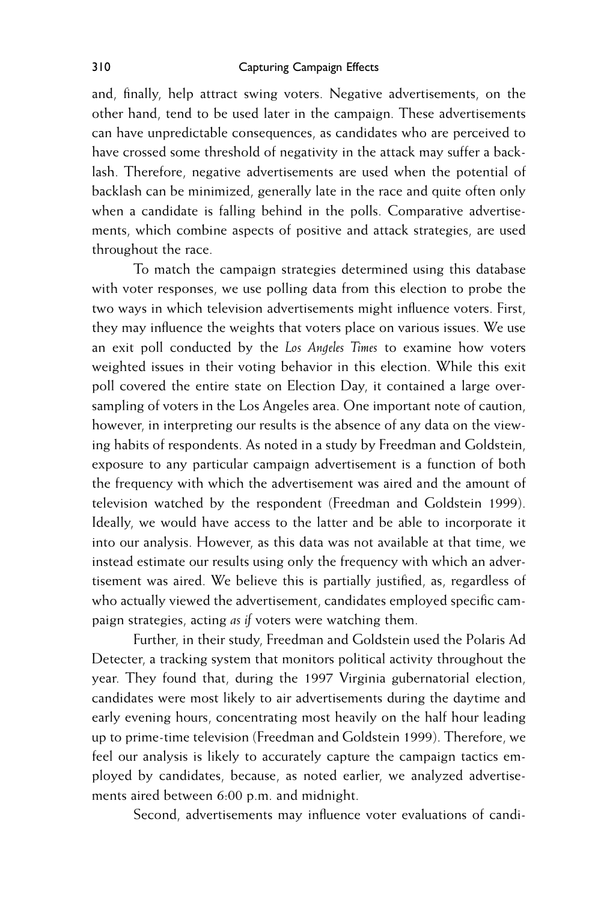and, finally, help attract swing voters. Negative advertisements, on the other hand, tend to be used later in the campaign. These advertisements can have unpredictable consequences, as candidates who are perceived to have crossed some threshold of negativity in the attack may suffer a backlash. Therefore, negative advertisements are used when the potential of backlash can be minimized, generally late in the race and quite often only when a candidate is falling behind in the polls. Comparative advertisements, which combine aspects of positive and attack strategies, are used throughout the race.

To match the campaign strategies determined using this database with voter responses, we use polling data from this election to probe the two ways in which television advertisements might influence voters. First, they may influence the weights that voters place on various issues. We use an exit poll conducted by the *Los Angeles Times* to examine how voters weighted issues in their voting behavior in this election. While this exit poll covered the entire state on Election Day, it contained a large oversampling of voters in the Los Angeles area. One important note of caution, however, in interpreting our results is the absence of any data on the viewing habits of respondents. As noted in a study by Freedman and Goldstein, exposure to any particular campaign advertisement is a function of both the frequency with which the advertisement was aired and the amount of television watched by the respondent (Freedman and Goldstein 1999). Ideally, we would have access to the latter and be able to incorporate it into our analysis. However, as this data was not available at that time, we instead estimate our results using only the frequency with which an advertisement was aired. We believe this is partially justified, as, regardless of who actually viewed the advertisement, candidates employed specific campaign strategies, acting *as if* voters were watching them.

Further, in their study, Freedman and Goldstein used the Polaris Ad Detecter, a tracking system that monitors political activity throughout the year. They found that, during the 1997 Virginia gubernatorial election, candidates were most likely to air advertisements during the daytime and early evening hours, concentrating most heavily on the half hour leading up to prime-time television (Freedman and Goldstein 1999). Therefore, we feel our analysis is likely to accurately capture the campaign tactics employed by candidates, because, as noted earlier, we analyzed advertisements aired between 6:00 p.m. and midnight.

Second, advertisements may influence voter evaluations of candi-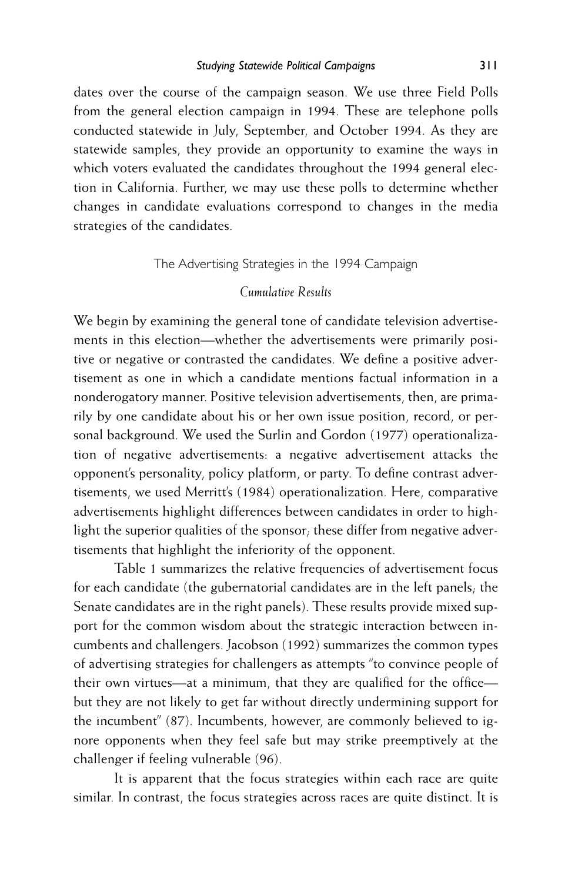dates over the course of the campaign season. We use three Field Polls from the general election campaign in 1994. These are telephone polls conducted statewide in July, September, and October 1994. As they are statewide samples, they provide an opportunity to examine the ways in which voters evaluated the candidates throughout the 1994 general election in California. Further, we may use these polls to determine whether changes in candidate evaluations correspond to changes in the media strategies of the candidates.

## The Advertising Strategies in the 1994 Campaign

### *Cumulative Results*

We begin by examining the general tone of candidate television advertisements in this election—whether the advertisements were primarily positive or negative or contrasted the candidates. We define a positive advertisement as one in which a candidate mentions factual information in a nonderogatory manner. Positive television advertisements, then, are primarily by one candidate about his or her own issue position, record, or personal background. We used the Surlin and Gordon (1977) operationalization of negative advertisements: a negative advertisement attacks the opponent's personality, policy platform, or party. To define contrast advertisements, we used Merritt's (1984) operationalization. Here, comparative advertisements highlight differences between candidates in order to highlight the superior qualities of the sponsor; these differ from negative advertisements that highlight the inferiority of the opponent.

Table 1 summarizes the relative frequencies of advertisement focus for each candidate (the gubernatorial candidates are in the left panels; the Senate candidates are in the right panels). These results provide mixed support for the common wisdom about the strategic interaction between incumbents and challengers. Jacobson (1992) summarizes the common types of advertising strategies for challengers as attempts "to convince people of their own virtues—at a minimum, that they are qualified for the office—but they are not likely to get far without directly undermining support for the incumbent" (87). Incumbents, however, are commonly believed to ignore opponents when they feel safe but may strike preemptively at the challenger if feeling vulnerable (96).

It is apparent that the focus strategies within each race are quite similar. In contrast, the focus strategies across races are quite distinct. It is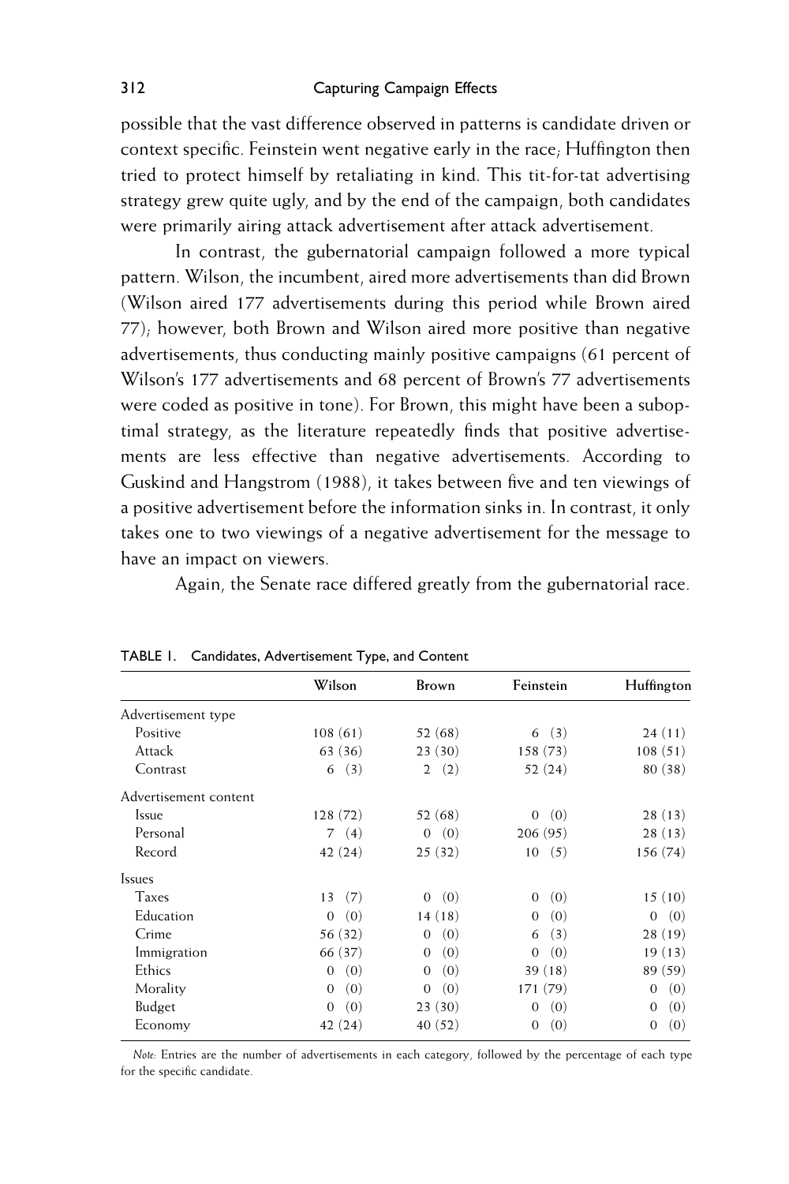possible that the vast difference observed in patterns is candidate driven or context specific. Feinstein went negative early in the race; Huffington then tried to protect himself by retaliating in kind. This tit-for-tat advertising strategy grew quite ugly, and by the end of the campaign, both candidates were primarily airing attack advertisement after attack advertisement.

In contrast, the gubernatorial campaign followed a more typical pattern. Wilson, the incumbent, aired more advertisements than did Brown (Wilson aired 177 advertisements during this period while Brown aired 77); however, both Brown and Wilson aired more positive than negative advertisements, thus conducting mainly positive campaigns (61 percent of Wilson's 177 advertisements and 68 percent of Brown's 77 advertisements were coded as positive in tone). For Brown, this might have been a suboptimal strategy, as the literature repeatedly finds that positive advertisements are less effective than negative advertisements. According to Guskind and Hangstrom (1988), it takes between five and ten viewings of a positive advertisement before the information sinks in. In contrast, it only takes one to two viewings of a negative advertisement for the message to have an impact on viewers.

Again, the Senate race differed greatly from the gubernatorial race.

TABLE 1. Candidates, Advertisement Type, and Content

| | Wilson | Brown | Feinstein | Huffington |
|---|---|---|---|---|
| Advertisement type | | | | |
| Positive | 108 (61) | 52 (68) | 6 (3) | 24 (11) |
| Attack | 63 (36) | 23 (30) | 158 (73) | 108 (51) |
| Contrast | 6 (3) | 2 (2) | 52 (24) | 80 (38) |
| Advertisement content | | | | |
| Issue | 128 (72) | 52 (68) | 0 (0) | 28 (13) |
| Personal | 7 (4) | 0 (0) | 206 (95) | 28 (13) |
| Record | 42 (24) | 25 (32) | 10 (5) | 156 (74) |
| Issues | | | | |
| Taxes | 13 (7) | 0 (0) | 0 (0) | 15 (10) |
| Education | 0 (0) | 14 (18) | 0 (0) | 0 (0) |
| Crime | 56 (32) | 0 (0) | 6 (3) | 28 (19) |
| Immigration | 66 (37) | 0 (0) | 0 (0) | 19 (13) |
| Ethics | 0 (0) | 0 (0) | 39 (18) | 89 (59) |
| Morality | 0 (0) | 0 (0) | 171 (79) | 0 (0) |
| Budget | 0 (0) | 23 (30) | 0 (0) | 0 (0) |
| Economy | 42 (24) | 40 (52) | 0 (0) | 0 (0) |

*Note:* Entries are the number of advertisements in each category, followed by the percentage of each type for the specific candidate.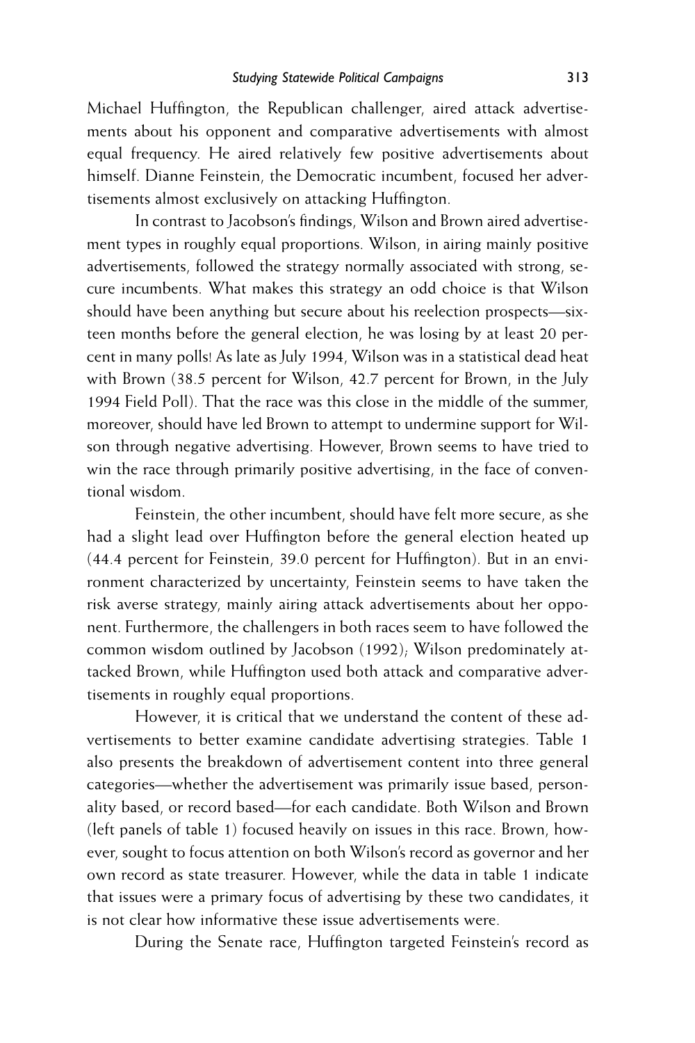Michael Huffington, the Republican challenger, aired attack advertisements about his opponent and comparative advertisements with almost equal frequency. He aired relatively few positive advertisements about himself. Dianne Feinstein, the Democratic incumbent, focused her advertisements almost exclusively on attacking Huffington.

In contrast to Jacobson's findings, Wilson and Brown aired advertisement types in roughly equal proportions. Wilson, in airing mainly positive advertisements, followed the strategy normally associated with strong, secure incumbents. What makes this strategy an odd choice is that Wilson should have been anything but secure about his reelection prospects—sixteen months before the general election, he was losing by at least 20 percent in many polls! As late as July 1994, Wilson was in a statistical dead heat with Brown (38.5 percent for Wilson, 42.7 percent for Brown, in the July 1994 Field Poll). That the race was this close in the middle of the summer, moreover, should have led Brown to attempt to undermine support for Wilson through negative advertising. However, Brown seems to have tried to win the race through primarily positive advertising, in the face of conventional wisdom.

Feinstein, the other incumbent, should have felt more secure, as she had a slight lead over Huffington before the general election heated up (44.4 percent for Feinstein, 39.0 percent for Huffington). But in an environment characterized by uncertainty, Feinstein seems to have taken the risk averse strategy, mainly airing attack advertisements about her opponent. Furthermore, the challengers in both races seem to have followed the common wisdom outlined by Jacobson (1992); Wilson predominately attacked Brown, while Huffington used both attack and comparative advertisements in roughly equal proportions.

However, it is critical that we understand the content of these advertisements to better examine candidate advertising strategies. Table 1 also presents the breakdown of advertisement content into three general categories—whether the advertisement was primarily issue based, personality based, or record based—for each candidate. Both Wilson and Brown (left panels of table 1) focused heavily on issues in this race. Brown, however, sought to focus attention on both Wilson's record as governor and her own record as state treasurer. However, while the data in table 1 indicate that issues were a primary focus of advertising by these two candidates, it is not clear how informative these issue advertisements were.

During the Senate race, Huffington targeted Feinstein's record as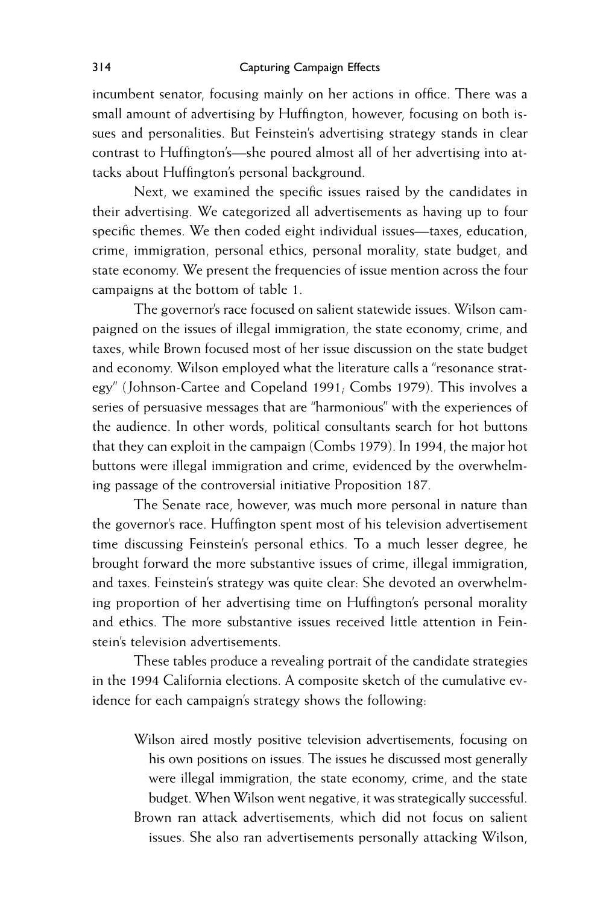incumbent senator, focusing mainly on her actions in office. There was a small amount of advertising by Huffington, however, focusing on both issues and personalities. But Feinstein's advertising strategy stands in clear contrast to Huffington's—she poured almost all of her advertising into attacks about Huffington's personal background.

Next, we examined the specific issues raised by the candidates in their advertising. We categorized all advertisements as having up to four specific themes. We then coded eight individual issues—taxes, education, crime, immigration, personal ethics, personal morality, state budget, and state economy. We present the frequencies of issue mention across the four campaigns at the bottom of table 1.

The governor's race focused on salient statewide issues. Wilson campaigned on the issues of illegal immigration, the state economy, crime, and taxes, while Brown focused most of her issue discussion on the state budget and economy. Wilson employed what the literature calls a "resonance strategy" (Johnson-Cartee and Copeland 1991; Combs 1979). This involves a series of persuasive messages that are "harmonious" with the experiences of the audience. In other words, political consultants search for hot buttons that they can exploit in the campaign (Combs 1979). In 1994, the major hot buttons were illegal immigration and crime, evidenced by the overwhelming passage of the controversial initiative Proposition 187.

The Senate race, however, was much more personal in nature than the governor's race. Huffington spent most of his television advertisement time discussing Feinstein's personal ethics. To a much lesser degree, he brought forward the more substantive issues of crime, illegal immigration, and taxes. Feinstein's strategy was quite clear: She devoted an overwhelming proportion of her advertising time on Huffington's personal morality and ethics. The more substantive issues received little attention in Feinstein's television advertisements.

These tables produce a revealing portrait of the candidate strategies in the 1994 California elections. A composite sketch of the cumulative evidence for each campaign's strategy shows the following:

> Wilson aired mostly positive television advertisements, focusing on his own positions on issues. The issues he discussed most generally were illegal immigration, the state economy, crime, and the state budget. When Wilson went negative, it was strategically successful.
>
> Brown ran attack advertisements, which did not focus on salient issues. She also ran advertisements personally attacking Wilson,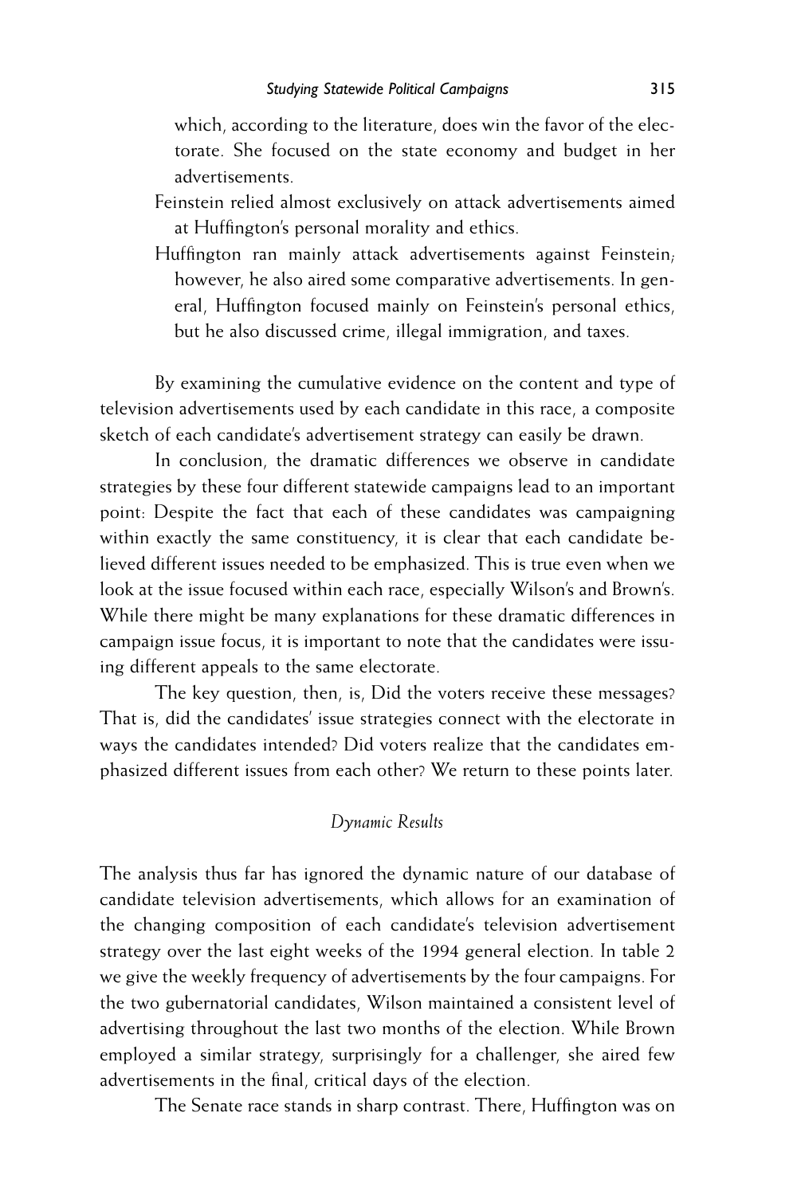which, according to the literature, does win the favor of the electorate. She focused on the state economy and budget in her advertisements.

Feinstein relied almost exclusively on attack advertisements aimed at Huffington's personal morality and ethics.

Huffington ran mainly attack advertisements against Feinstein; however, he also aired some comparative advertisements. In general, Huffington focused mainly on Feinstein's personal ethics, but he also discussed crime, illegal immigration, and taxes.

By examining the cumulative evidence on the content and type of television advertisements used by each candidate in this race, a composite sketch of each candidate's advertisement strategy can easily be drawn.

In conclusion, the dramatic differences we observe in candidate strategies by these four different statewide campaigns lead to an important point: Despite the fact that each of these candidates was campaigning within exactly the same constituency, it is clear that each candidate believed different issues needed to be emphasized. This is true even when we look at the issue focused within each race, especially Wilson's and Brown's. While there might be many explanations for these dramatic differences in campaign issue focus, it is important to note that the candidates were issuing different appeals to the same electorate.

The key question, then, is, Did the voters receive these messages? That is, did the candidates' issue strategies connect with the electorate in ways the candidates intended? Did voters realize that the candidates emphasized different issues from each other? We return to these points later.

### *Dynamic Results*

The analysis thus far has ignored the dynamic nature of our database of candidate television advertisements, which allows for an examination of the changing composition of each candidate's television advertisement strategy over the last eight weeks of the 1994 general election. In table 2 we give the weekly frequency of advertisements by the four campaigns. For the two gubernatorial candidates, Wilson maintained a consistent level of advertising throughout the last two months of the election. While Brown employed a similar strategy, surprisingly for a challenger, she aired few advertisements in the final, critical days of the election.

The Senate race stands in sharp contrast. There, Huffington was on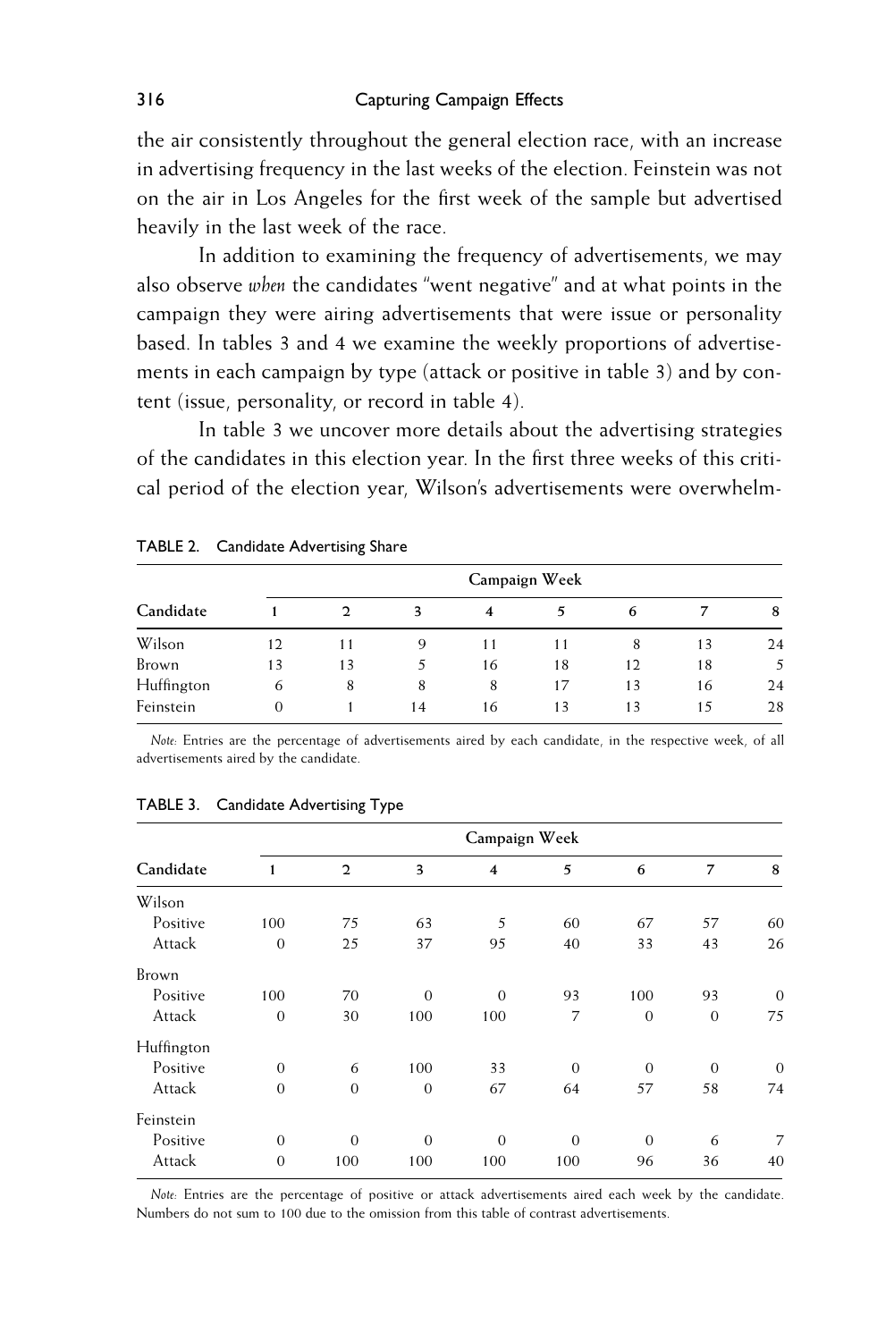the air consistently throughout the general election race, with an increase in advertising frequency in the last weeks of the election. Feinstein was not on the air in Los Angeles for the first week of the sample but advertised heavily in the last week of the race.

In addition to examining the frequency of advertisements, we may also observe *when* the candidates "went negative" and at what points in the campaign they were airing advertisements that were issue or personality based. In tables 3 and 4 we examine the weekly proportions of advertisements in each campaign by type (attack or positive in table 3) and by content (issue, personality, or record in table 4).

In table 3 we uncover more details about the advertising strategies of the candidates in this election year. In the first three weeks of this critical period of the election year, Wilson's advertisements were overwhelm-

TABLE 2. Candidate Advertising Share

| Candidate | Campaign Week | | | | | | | |
|---|---|---|---|---|---|---|---|---|
| | 1 | 2 | 3 | 4 | 5 | 6 | 7 | 8 |
| Wilson | 12 | 11 | 9 | 11 | 11 | 8 | 13 | 24 |
| Brown | 13 | 13 | 5 | 16 | 18 | 12 | 18 | 5 |
| Huffington | 6 | 8 | 8 | 8 | 17 | 13 | 16 | 24 |
| Feinstein | 0 | 1 | 14 | 16 | 13 | 13 | 15 | 28 |

*Note:* Entries are the percentage of advertisements aired by each candidate, in the respective week, of all advertisements aired by the candidate.

TABLE 3. Candidate Advertising Type

| Candidate | Campaign Week | | | | | | | |
|---|---|---|---|---|---|---|---|---|
| | 1 | 2 | 3 | 4 | 5 | 6 | 7 | 8 |
| Wilson | | | | | | | | |
| Positive | 100 | 75 | 63 | 5 | 60 | 67 | 57 | 60 |
| Attack | 0 | 25 | 37 | 95 | 40 | 33 | 43 | 26 |
| Brown | | | | | | | | |
| Positive | 100 | 70 | 0 | 0 | 93 | 100 | 93 | 0 |
| Attack | 0 | 30 | 100 | 100 | 7 | 0 | 0 | 75 |
| Huffington | | | | | | | | |
| Positive | 0 | 6 | 100 | 33 | 0 | 0 | 0 | 0 |
| Attack | 0 | 0 | 0 | 67 | 64 | 57 | 58 | 74 |
| Feinstein | | | | | | | | |
| Positive | 0 | 0 | 0 | 0 | 0 | 0 | 6 | 7 |
| Attack | 0 | 100 | 100 | 100 | 100 | 96 | 36 | 40 |

*Note:* Entries are the percentage of positive or attack advertisements aired each week by the candidate. Numbers do not sum to 100 due to the omission from this table of contrast advertisements.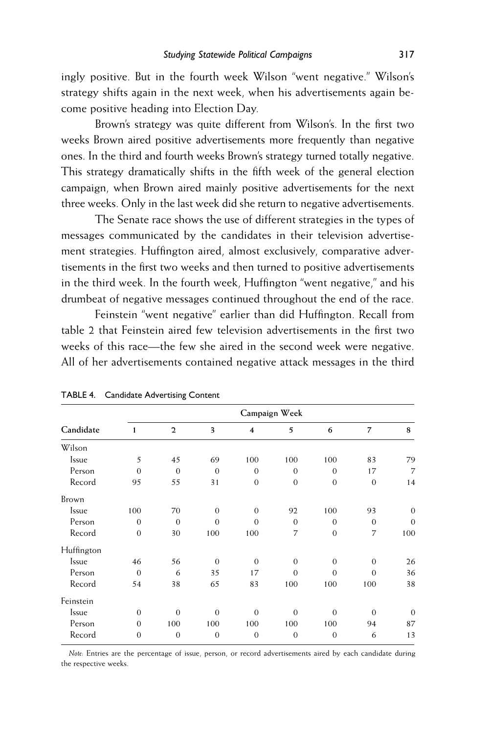ingly positive. But in the fourth week Wilson "went negative." Wilson's strategy shifts again in the next week, when his advertisements again become positive heading into Election Day.

Brown's strategy was quite different from Wilson's. In the first two weeks Brown aired positive advertisements more frequently than negative ones. In the third and fourth weeks Brown's strategy turned totally negative. This strategy dramatically shifts in the fifth week of the general election campaign, when Brown aired mainly positive advertisements for the next three weeks. Only in the last week did she return to negative advertisements.

The Senate race shows the use of different strategies in the types of messages communicated by the candidates in their television advertisement strategies. Huffington aired, almost exclusively, comparative advertisements in the first two weeks and then turned to positive advertisements in the third week. In the fourth week, Huffington "went negative," and his drumbeat of negative messages continued throughout the end of the race.

Feinstein "went negative" earlier than did Huffington. Recall from table 2 that Feinstein aired few television advertisements in the first two weeks of this race—the few she aired in the second week were negative. All of her advertisements contained negative attack messages in the third

TABLE 4. Candidate Advertising Content

| Candidate | Campaign Week | | | | | | | |
|---|---|---|---|---|---|---|---|---|
| | 1 | 2 | 3 | 4 | 5 | 6 | 7 | 8 |
| Wilson | | | | | | | | |
| Issue | 5 | 45 | 69 | 100 | 100 | 100 | 83 | 79 |
| Person | 0 | 0 | 0 | 0 | 0 | 0 | 17 | 7 |
| Record | 95 | 55 | 31 | 0 | 0 | 0 | 0 | 14 |
| Brown | | | | | | | | |
| Issue | 100 | 70 | 0 | 0 | 92 | 100 | 93 | 0 |
| Person | 0 | 0 | 0 | 0 | 0 | 0 | 0 | 0 |
| Record | 0 | 30 | 100 | 100 | 7 | 0 | 7 | 100 |
| Huffington | | | | | | | | |
| Issue | 46 | 56 | 0 | 0 | 0 | 0 | 0 | 26 |
| Person | 0 | 6 | 35 | 17 | 0 | 0 | 0 | 36 |
| Record | 54 | 38 | 65 | 83 | 100 | 100 | 100 | 38 |
| Feinstein | | | | | | | | |
| Issue | 0 | 0 | 0 | 0 | 0 | 0 | 0 | 0 |
| Person | 0 | 100 | 100 | 100 | 100 | 100 | 94 | 87 |
| Record | 0 | 0 | 0 | 0 | 0 | 0 | 6 | 13 |

*Note:* Entries are the percentage of issue, person, or record advertisements aired by each candidate during the respective weeks.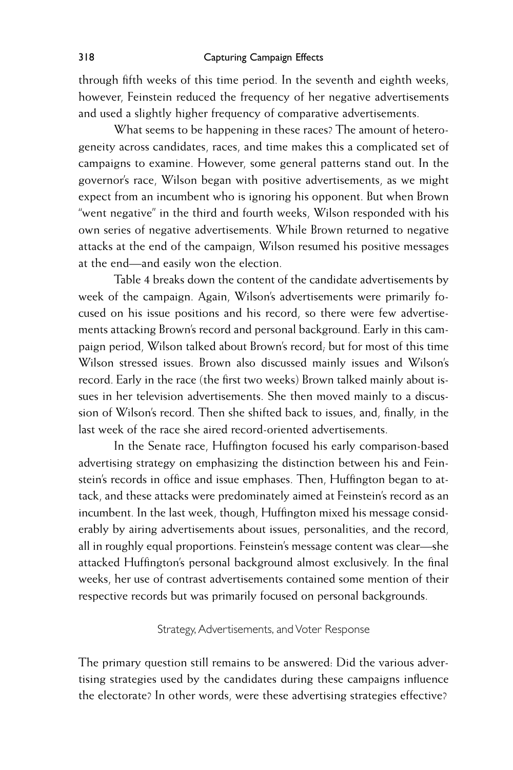through fifth weeks of this time period. In the seventh and eighth weeks, however, Feinstein reduced the frequency of her negative advertisements and used a slightly higher frequency of comparative advertisements.

What seems to be happening in these races? The amount of heterogeneity across candidates, races, and time makes this a complicated set of campaigns to examine. However, some general patterns stand out. In the governor's race, Wilson began with positive advertisements, as we might expect from an incumbent who is ignoring his opponent. But when Brown "went negative" in the third and fourth weeks, Wilson responded with his own series of negative advertisements. While Brown returned to negative attacks at the end of the campaign, Wilson resumed his positive messages at the end—and easily won the election.

Table 4 breaks down the content of the candidate advertisements by week of the campaign. Again, Wilson's advertisements were primarily focused on his issue positions and his record, so there were few advertisements attacking Brown's record and personal background. Early in this campaign period, Wilson talked about Brown's record; but for most of this time Wilson stressed issues. Brown also discussed mainly issues and Wilson's record. Early in the race (the first two weeks) Brown talked mainly about issues in her television advertisements. She then moved mainly to a discussion of Wilson's record. Then she shifted back to issues, and, finally, in the last week of the race she aired record-oriented advertisements.

In the Senate race, Huffington focused his early comparison-based advertising strategy on emphasizing the distinction between his and Feinstein's records in office and issue emphases. Then, Huffington began to attack, and these attacks were predominately aimed at Feinstein's record as an incumbent. In the last week, though, Huffington mixed his message considerably by airing advertisements about issues, personalities, and the record, all in roughly equal proportions. Feinstein's message content was clear—she attacked Huffington's personal background almost exclusively. In the final weeks, her use of contrast advertisements contained some mention of their respective records but was primarily focused on personal backgrounds.

## Strategy, Advertisements, and Voter Response

The primary question still remains to be answered: Did the various advertising strategies used by the candidates during these campaigns influence the electorate? In other words, were these advertising strategies effective?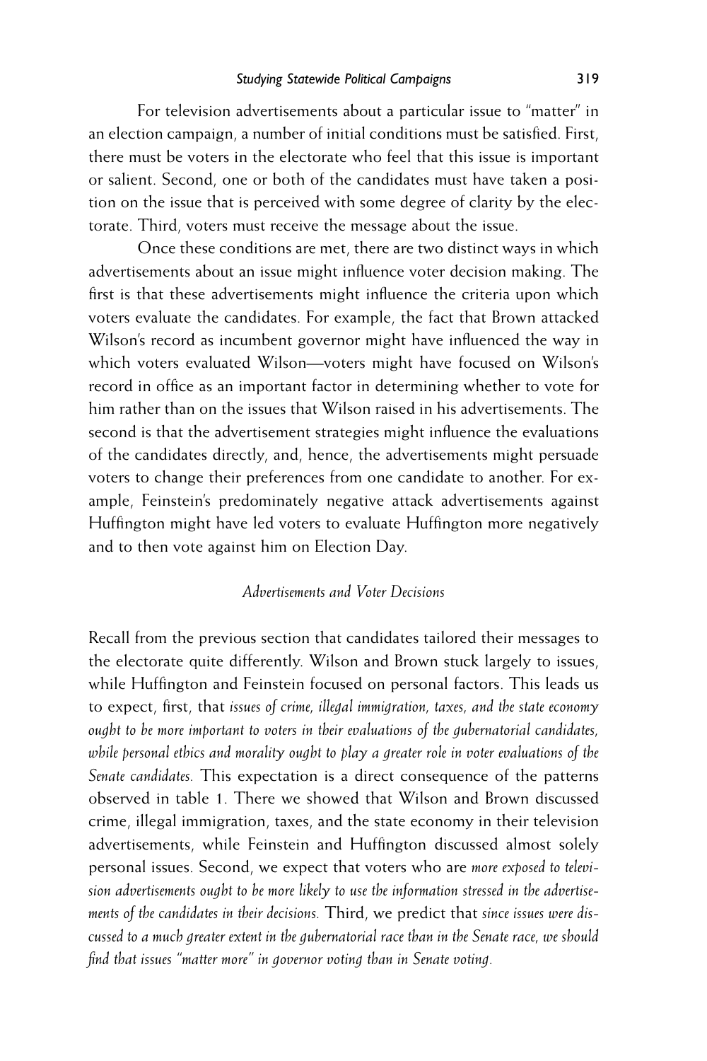For television advertisements about a particular issue to "matter" in an election campaign, a number of initial conditions must be satisfied. First, there must be voters in the electorate who feel that this issue is important or salient. Second, one or both of the candidates must have taken a position on the issue that is perceived with some degree of clarity by the electorate. Third, voters must receive the message about the issue.

Once these conditions are met, there are two distinct ways in which advertisements about an issue might influence voter decision making. The first is that these advertisements might influence the criteria upon which voters evaluate the candidates. For example, the fact that Brown attacked Wilson's record as incumbent governor might have influenced the way in which voters evaluated Wilson—voters might have focused on Wilson's record in office as an important factor in determining whether to vote for him rather than on the issues that Wilson raised in his advertisements. The second is that the advertisement strategies might influence the evaluations of the candidates directly, and, hence, the advertisements might persuade voters to change their preferences from one candidate to another. For example, Feinstein's predominately negative attack advertisements against Huffington might have led voters to evaluate Huffington more negatively and to then vote against him on Election Day.

### *Advertisements and Voter Decisions*

Recall from the previous section that candidates tailored their messages to the electorate quite differently. Wilson and Brown stuck largely to issues, while Huffington and Feinstein focused on personal factors. This leads us to expect, first, that *issues of crime, illegal immigration, taxes, and the state economy ought to be more important to voters in their evaluations of the gubernatorial candidates, while personal ethics and morality ought to play a greater role in voter evaluations of the Senate candidates.* This expectation is a direct consequence of the patterns observed in table 1. There we showed that Wilson and Brown discussed crime, illegal immigration, taxes, and the state economy in their television advertisements, while Feinstein and Huffington discussed almost solely personal issues. Second, we expect that voters who are *more exposed to television advertisements ought to be more likely to use the information stressed in the advertisements of the candidates in their decisions.* Third, we predict that *since issues were discussed to a much greater extent in the gubernatorial race than in the Senate race, we should find that issues "matter more" in governor voting than in Senate voting.*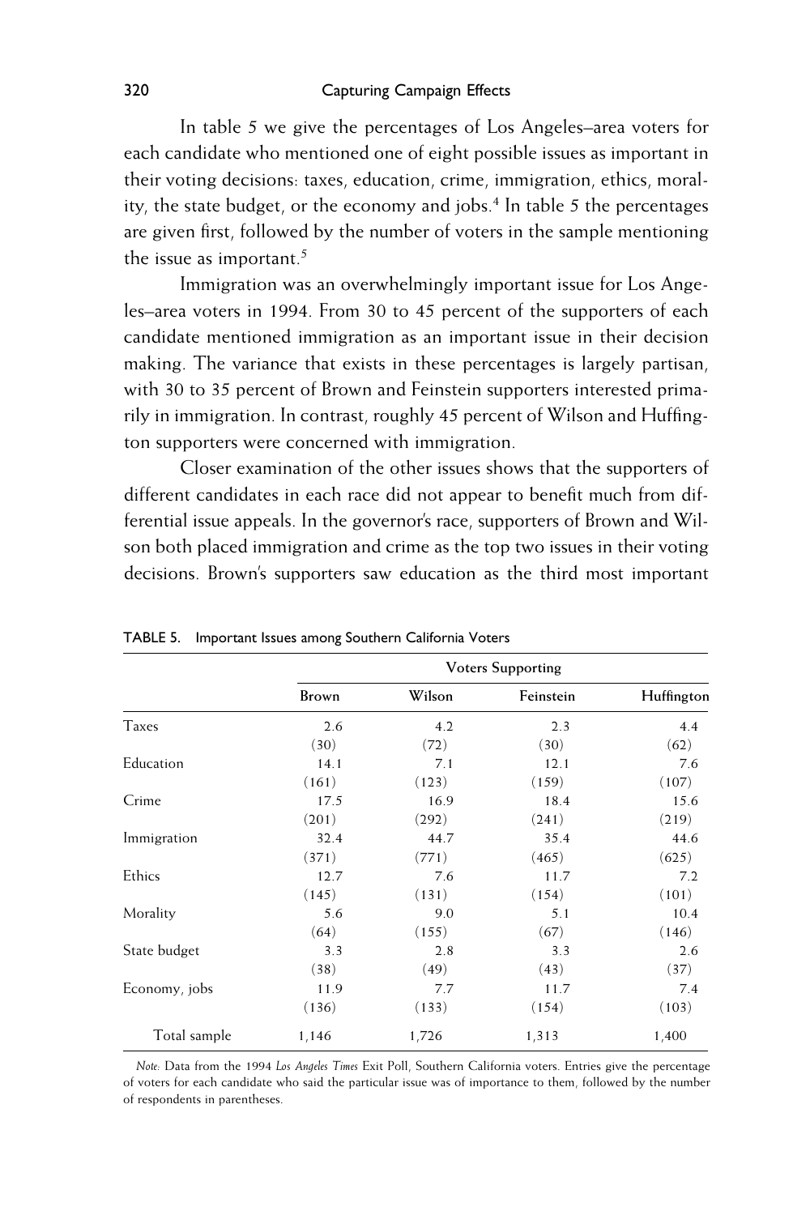In table 5 we give the percentages of Los Angeles–area voters for each candidate who mentioned one of eight possible issues as important in their voting decisions: taxes, education, crime, immigration, ethics, morality, the state budget, or the economy and jobs.[4] In table 5 the percentages are given first, followed by the number of voters in the sample mentioning the issue as important.[5]

Immigration was an overwhelmingly important issue for Los Angeles–area voters in 1994. From 30 to 45 percent of the supporters of each candidate mentioned immigration as an important issue in their decision making. The variance that exists in these percentages is largely partisan, with 30 to 35 percent of Brown and Feinstein supporters interested primarily in immigration. In contrast, roughly 45 percent of Wilson and Huffington supporters were concerned with immigration.

Closer examination of the other issues shows that the supporters of different candidates in each race did not appear to benefit much from differential issue appeals. In the governor's race, supporters of Brown and Wilson both placed immigration and crime as the top two issues in their voting decisions. Brown's supporters saw education as the third most important

TABLE 5. Important Issues among Southern California Voters

| | Voters Supporting | | | |
|---|---|---|---|---|
| | Brown | Wilson | Feinstein | Huffington |
| Taxes | 2.6 | 4.2 | 2.3 | 4.4 |
| | (30) | (72) | (30) | (62) |
| Education | 14.1 | 7.1 | 12.1 | 7.6 |
| | (161) | (123) | (159) | (107) |
| Crime | 17.5 | 16.9 | 18.4 | 15.6 |
| | (201) | (292) | (241) | (219) |
| Immigration | 32.4 | 44.7 | 35.4 | 44.6 |
| | (371) | (771) | (465) | (625) |
| Ethics | 12.7 | 7.6 | 11.7 | 7.2 |
| | (145) | (131) | (154) | (101) |
| Morality | 5.6 | 9.0 | 5.1 | 10.4 |
| | (64) | (155) | (67) | (146) |
| State budget | 3.3 | 2.8 | 3.3 | 2.6 |
| | (38) | (49) | (43) | (37) |
| Economy, jobs | 11.9 | 7.7 | 11.7 | 7.4 |
| | (136) | (133) | (154) | (103) |
| Total sample | 1,146 | 1,726 | 1,313 | 1,400 |

*Note:* Data from the 1994 *Los Angeles Times* Exit Poll, Southern California voters. Entries give the percentage of voters for each candidate who said the particular issue was of importance to them, followed by the number of respondents in parentheses.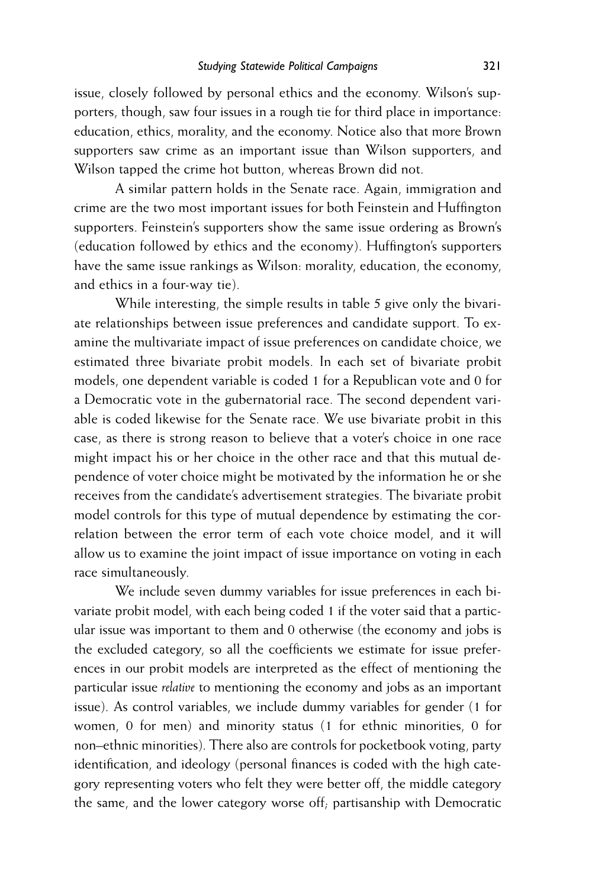issue, closely followed by personal ethics and the economy. Wilson's supporters, though, saw four issues in a rough tie for third place in importance: education, ethics, morality, and the economy. Notice also that more Brown supporters saw crime as an important issue than Wilson supporters, and Wilson tapped the crime hot button, whereas Brown did not.

A similar pattern holds in the Senate race. Again, immigration and crime are the two most important issues for both Feinstein and Huffington supporters. Feinstein's supporters show the same issue ordering as Brown's (education followed by ethics and the economy). Huffington's supporters have the same issue rankings as Wilson: morality, education, the economy, and ethics in a four-way tie).

While interesting, the simple results in table 5 give only the bivariate relationships between issue preferences and candidate support. To examine the multivariate impact of issue preferences on candidate choice, we estimated three bivariate probit models. In each set of bivariate probit models, one dependent variable is coded 1 for a Republican vote and 0 for a Democratic vote in the gubernatorial race. The second dependent variable is coded likewise for the Senate race. We use bivariate probit in this case, as there is strong reason to believe that a voter's choice in one race might impact his or her choice in the other race and that this mutual dependence of voter choice might be motivated by the information he or she receives from the candidate's advertisement strategies. The bivariate probit model controls for this type of mutual dependence by estimating the correlation between the error term of each vote choice model, and it will allow us to examine the joint impact of issue importance on voting in each race simultaneously.

We include seven dummy variables for issue preferences in each bivariate probit model, with each being coded 1 if the voter said that a particular issue was important to them and 0 otherwise (the economy and jobs is the excluded category, so all the coefficients we estimate for issue preferences in our probit models are interpreted as the effect of mentioning the particular issue *relative* to mentioning the economy and jobs as an important issue). As control variables, we include dummy variables for gender (1 for women, 0 for men) and minority status (1 for ethnic minorities, 0 for non–ethnic minorities). There also are controls for pocketbook voting, party identification, and ideology (personal finances is coded with the high category representing voters who felt they were better off, the middle category the same, and the lower category worse off; partisanship with Democratic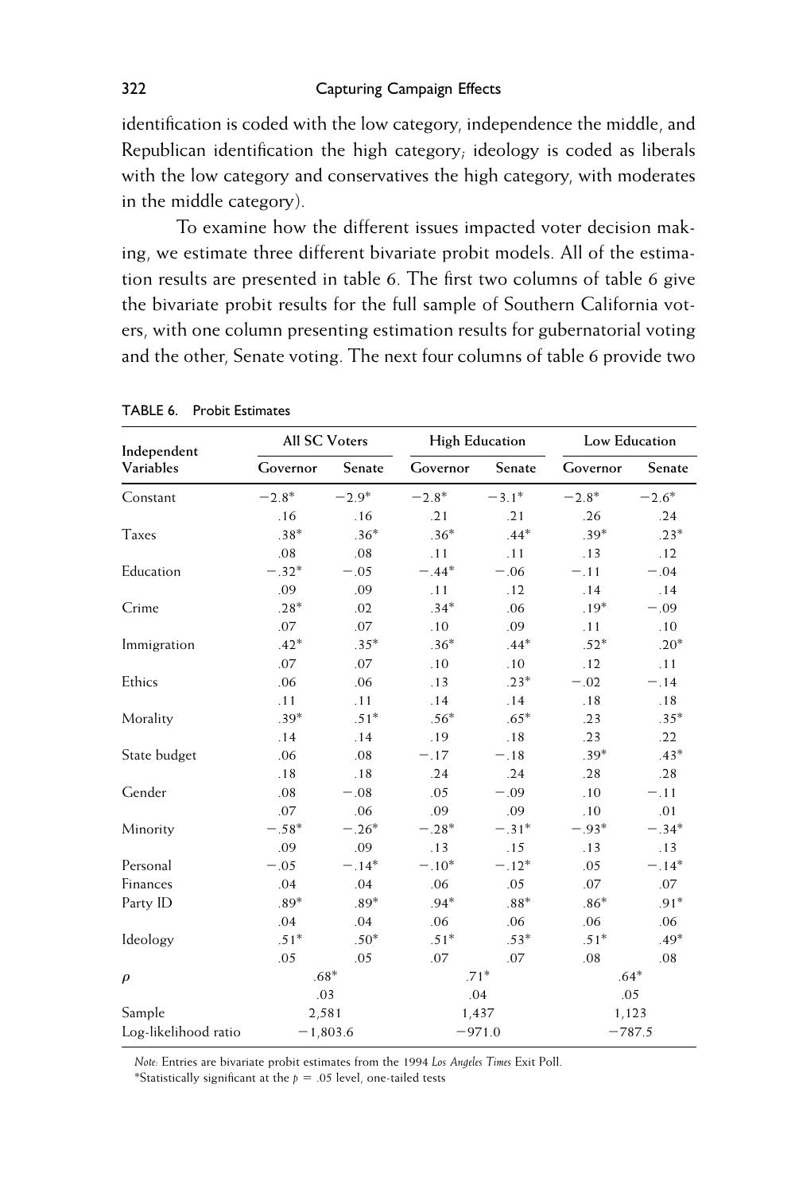identification is coded with the low category, independence the middle, and Republican identification the high category; ideology is coded as liberals with the low category and conservatives the high category, with moderates in the middle category).

To examine how the different issues impacted voter decision making, we estimate three different bivariate probit models. All of the estimation results are presented in table 6. The first two columns of table 6 give the bivariate probit results for the full sample of Southern California voters, with one column presenting estimation results for gubernatorial voting and the other, Senate voting. The next four columns of table 6 provide two

TABLE 6. Probit Estimates

| Independent Variables | All SC Voters | | High Education | | Low Education | |
|---|---|---|---|---|---|---|
| | Governor | Senate | Governor | Senate | Governor | Senate |
| Constant | −2.8* | −2.9* | −2.8* | −3.1* | −2.8* | −2.6* |
| | .16 | .16 | .21 | .21 | .26 | .24 |
| Taxes | .38* | .36* | .36* | .44* | .39* | .23* |
| | .08 | .08 | .11 | .11 | .13 | .12 |
| Education | −.32* | −.05 | −.44* | −.06 | −.11 | −.04 |
| | .09 | .09 | .11 | .12 | .14 | .14 |
| Crime | .28* | .02 | .34* | .06 | .19* | −.09 |
| | .07 | .07 | .10 | .09 | .11 | .10 |
| Immigration | .42* | .35* | .36* | .44* | .52* | .20* |
| | .07 | .07 | .10 | .10 | .12 | .11 |
| Ethics | .06 | .06 | .13 | .23* | −.02 | −.14 |
| | .11 | .11 | .14 | .14 | .18 | .18 |
| Morality | .39* | .51* | .56* | .65* | .23 | .35* |
| | .14 | .14 | .19 | .18 | .23 | .22 |
| State budget | .06 | .08 | −.17 | −.18 | .39* | .43* |
| | .18 | .18 | .24 | .24 | .28 | .28 |
| Gender | .08 | −.08 | .05 | −.09 | .10 | −.11 |
| | .07 | .06 | .09 | .09 | .10 | .01 |
| Minority | −.58* | −.26* | −.28* | −.31* | −.93* | −.34* |
| | .09 | .09 | .13 | .15 | .13 | .13 |
| Personal | −.05 | −.14* | −.10* | −.12* | .05 | −.14* |
| Finances | .04 | .04 | .06 | .05 | .07 | .07 |
| Party ID | .89* | .89* | .94* | .88* | .86* | .91* |
| | .04 | .04 | .06 | .06 | .06 | .06 |
| Ideology | .51* | .50* | .51* | .53* | .51* | .49* |
| | .05 | .05 | .07 | .07 | .08 | .08 |
| $\rho$ | .68* | | .71* | | .64* | |
| | .03 | | .04 | | .05 | |
| Sample | 2,581 | | 1,437 | | 1,123 | |
| Log-likelihood ratio | −1,803.6 | | −971.0 | | −787.5 | |

*Note:* Entries are bivariate probit estimates from the 1994 *Los Angeles Times* Exit Poll.

*Statistically significant at the $p = .05$ level, one-tailed tests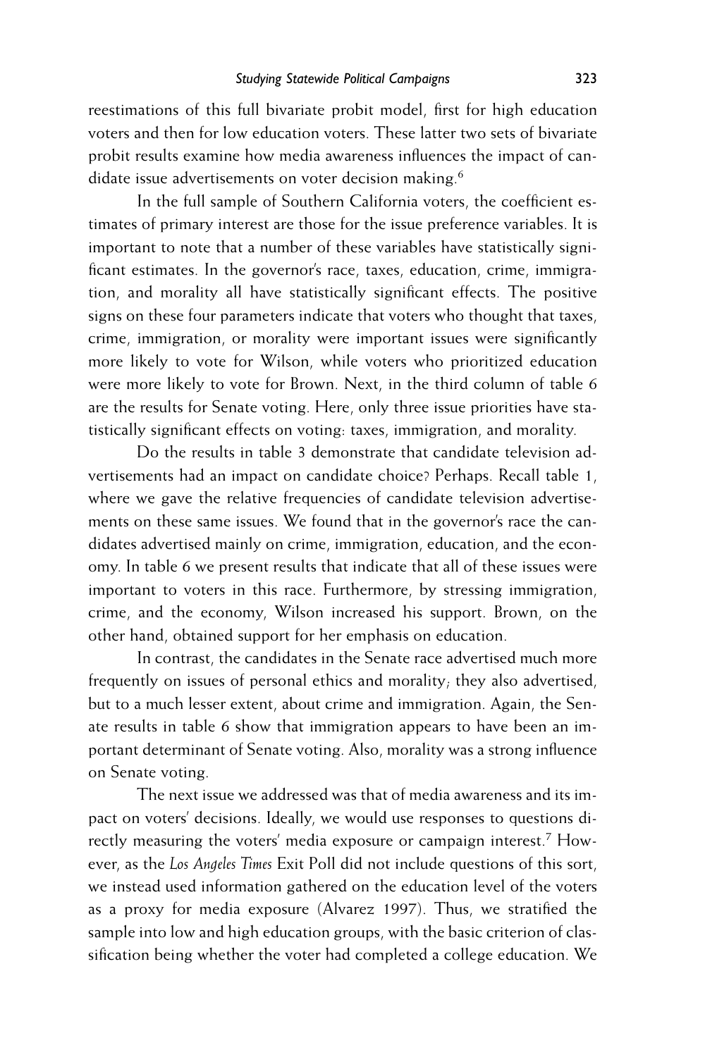reestimations of this full bivariate probit model, first for high education voters and then for low education voters. These latter two sets of bivariate probit results examine how media awareness influences the impact of candidate issue advertisements on voter decision making.[6]

In the full sample of Southern California voters, the coefficient estimates of primary interest are those for the issue preference variables. It is important to note that a number of these variables have statistically significant estimates. In the governor's race, taxes, education, crime, immigration, and morality all have statistically significant effects. The positive signs on these four parameters indicate that voters who thought that taxes, crime, immigration, or morality were important issues were significantly more likely to vote for Wilson, while voters who prioritized education were more likely to vote for Brown. Next, in the third column of table 6 are the results for Senate voting. Here, only three issue priorities have statistically significant effects on voting: taxes, immigration, and morality.

Do the results in table 3 demonstrate that candidate television advertisements had an impact on candidate choice? Perhaps. Recall table 1, where we gave the relative frequencies of candidate television advertisements on these same issues. We found that in the governor's race the candidates advertised mainly on crime, immigration, education, and the economy. In table 6 we present results that indicate that all of these issues were important to voters in this race. Furthermore, by stressing immigration, crime, and the economy, Wilson increased his support. Brown, on the other hand, obtained support for her emphasis on education.

In contrast, the candidates in the Senate race advertised much more frequently on issues of personal ethics and morality; they also advertised, but to a much lesser extent, about crime and immigration. Again, the Senate results in table 6 show that immigration appears to have been an important determinant of Senate voting. Also, morality was a strong influence on Senate voting.

The next issue we addressed was that of media awareness and its impact on voters' decisions. Ideally, we would use responses to questions directly measuring the voters' media exposure or campaign interest.[7] However, as the *Los Angeles Times* Exit Poll did not include questions of this sort, we instead used information gathered on the education level of the voters as a proxy for media exposure (Alvarez 1997). Thus, we stratified the sample into low and high education groups, with the basic criterion of classification being whether the voter had completed a college education. We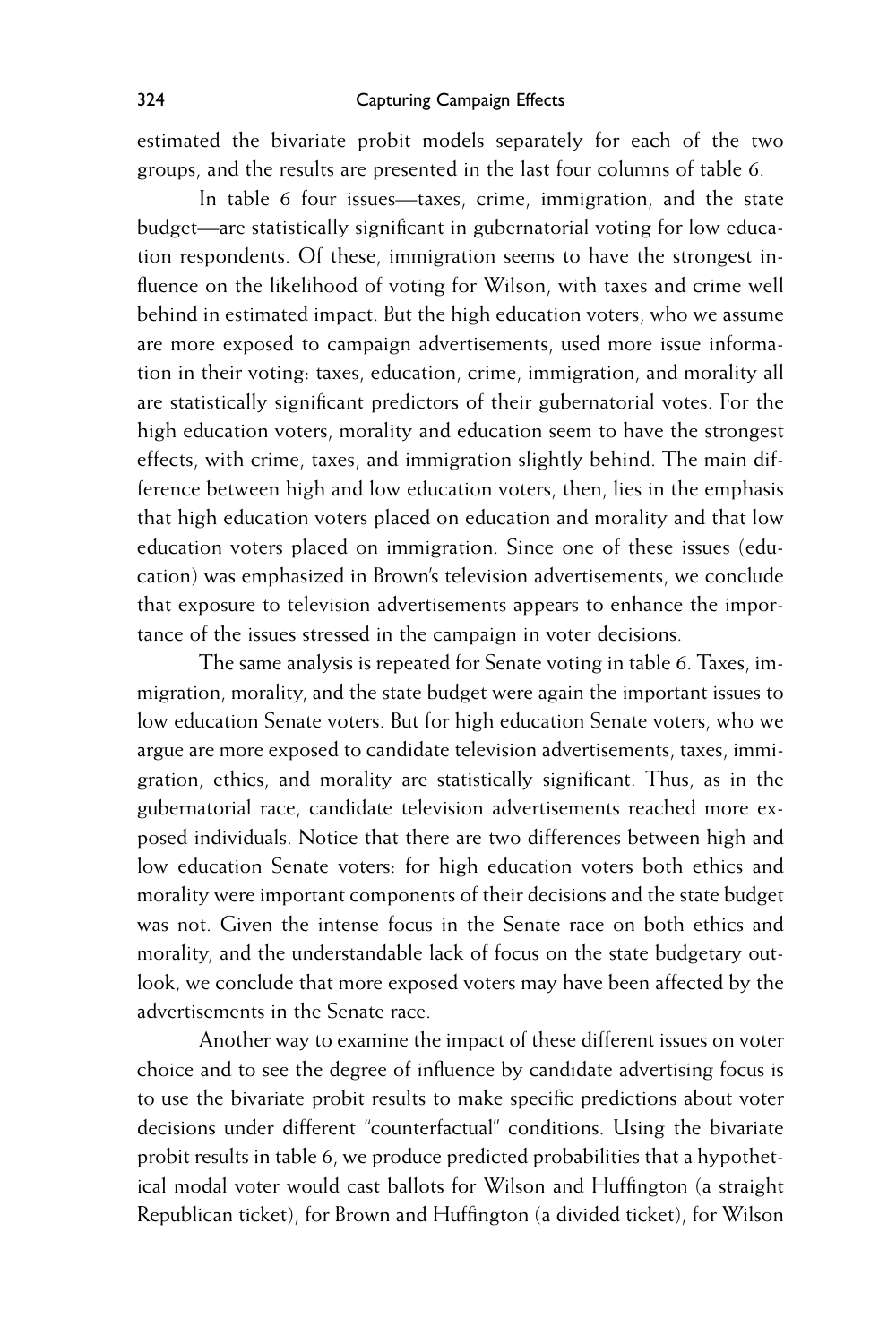estimated the bivariate probit models separately for each of the two groups, and the results are presented in the last four columns of table 6.

In table 6 four issues—taxes, crime, immigration, and the state budget—are statistically significant in gubernatorial voting for low education respondents. Of these, immigration seems to have the strongest influence on the likelihood of voting for Wilson, with taxes and crime well behind in estimated impact. But the high education voters, who we assume are more exposed to campaign advertisements, used more issue information in their voting: taxes, education, crime, immigration, and morality all are statistically significant predictors of their gubernatorial votes. For the high education voters, morality and education seem to have the strongest effects, with crime, taxes, and immigration slightly behind. The main difference between high and low education voters, then, lies in the emphasis that high education voters placed on education and morality and that low education voters placed on immigration. Since one of these issues (education) was emphasized in Brown's television advertisements, we conclude that exposure to television advertisements appears to enhance the importance of the issues stressed in the campaign in voter decisions.

The same analysis is repeated for Senate voting in table 6. Taxes, immigration, morality, and the state budget were again the important issues to low education Senate voters. But for high education Senate voters, who we argue are more exposed to candidate television advertisements, taxes, immigration, ethics, and morality are statistically significant. Thus, as in the gubernatorial race, candidate television advertisements reached more exposed individuals. Notice that there are two differences between high and low education Senate voters: for high education voters both ethics and morality were important components of their decisions and the state budget was not. Given the intense focus in the Senate race on both ethics and morality, and the understandable lack of focus on the state budgetary outlook, we conclude that more exposed voters may have been affected by the advertisements in the Senate race.

Another way to examine the impact of these different issues on voter choice and to see the degree of influence by candidate advertising focus is to use the bivariate probit results to make specific predictions about voter decisions under different "counterfactual" conditions. Using the bivariate probit results in table 6, we produce predicted probabilities that a hypothetical modal voter would cast ballots for Wilson and Huffington (a straight Republican ticket), for Brown and Huffington (a divided ticket), for Wilson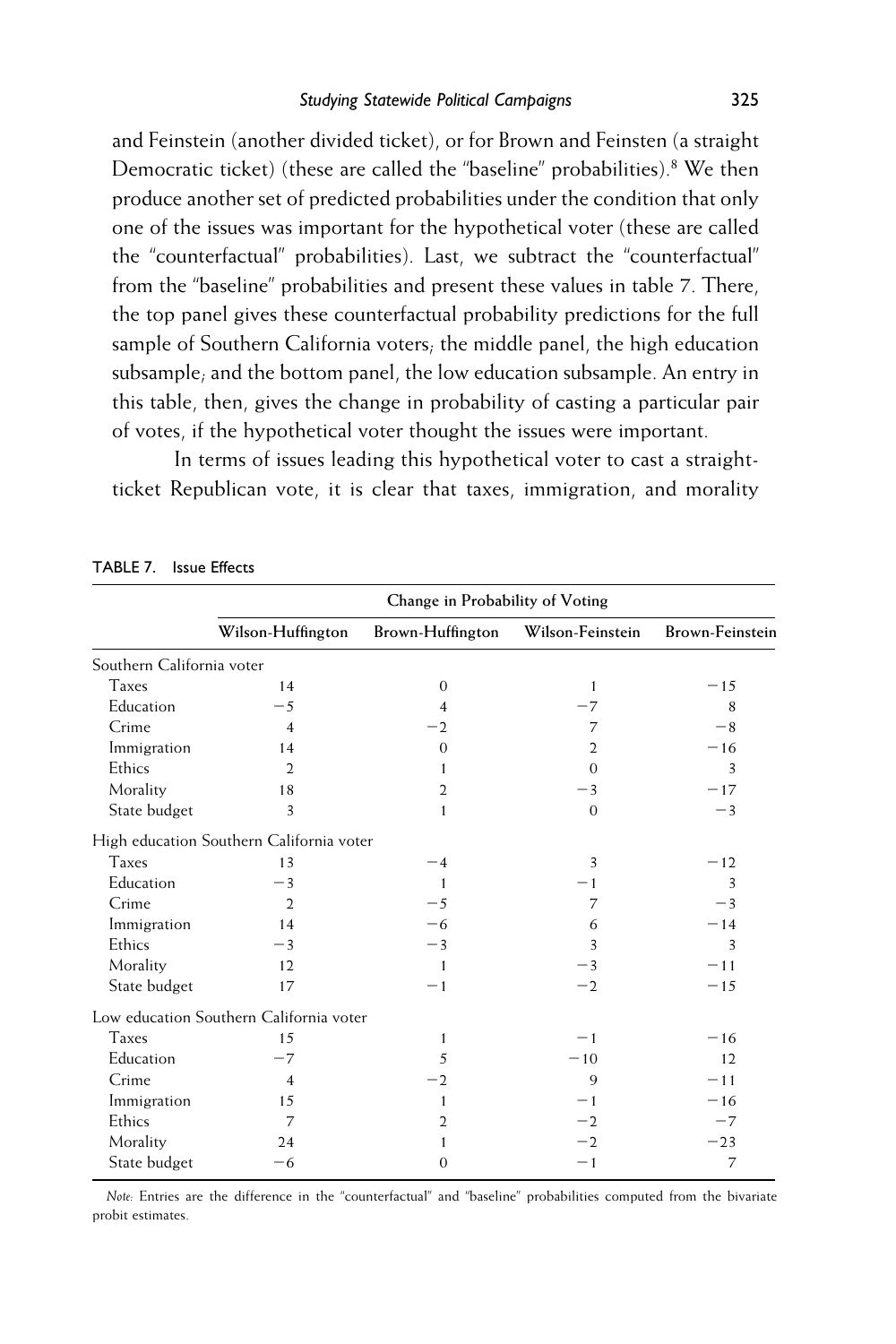and Feinstein (another divided ticket), or for Brown and Feinsten (a straight Democratic ticket) (these are called the "baseline" probabilities).[8] We then produce another set of predicted probabilities under the condition that only one of the issues was important for the hypothetical voter (these are called the "counterfactual" probabilities). Last, we subtract the "counterfactual" from the "baseline" probabilities and present these values in table 7. There, the top panel gives these counterfactual probability predictions for the full sample of Southern California voters; the middle panel, the high education subsample; and the bottom panel, the low education subsample. An entry in this table, then, gives the change in probability of casting a particular pair of votes, if the hypothetical voter thought the issues were important.

In terms of issues leading this hypothetical voter to cast a straight-ticket Republican vote, it is clear that taxes, immigration, and morality

TABLE 7. Issue Effects

| | Change in Probability of Voting | | | |
|---|---|---|---|---|
| | Wilson-Huffington | Brown-Huffington | Wilson-Feinstein | Brown-Feinstein |
| Southern California voter | | | | |
| Taxes | 14 | 0 | 1 | −15 |
| Education | −5 | 4 | −7 | 8 |
| Crime | 4 | −2 | 7 | −8 |
| Immigration | 14 | 0 | 2 | −16 |
| Ethics | 2 | 1 | 0 | 3 |
| Morality | 18 | 2 | −3 | −17 |
| State budget | 3 | 1 | 0 | −3 |
| High education Southern California voter | | | | |
| Taxes | 13 | −4 | 3 | −12 |
| Education | −3 | 1 | −1 | 3 |
| Crime | 2 | −5 | 7 | −3 |
| Immigration | 14 | −6 | 6 | −14 |
| Ethics | −3 | −3 | 3 | 3 |
| Morality | 12 | 1 | −3 | −11 |
| State budget | 17 | −1 | −2 | −15 |
| Low education Southern California voter | | | | |
| Taxes | 15 | 1 | −1 | −16 |
| Education | −7 | 5 | −10 | 12 |
| Crime | 4 | −2 | 9 | −11 |
| Immigration | 15 | 1 | −1 | −16 |
| Ethics | 7 | 2 | −2 | −7 |
| Morality | 24 | 1 | −2 | −23 |
| State budget | −6 | 0 | −1 | 7 |

*Note:* Entries are the difference in the "counterfactual" and "baseline" probabilities computed from the bivariate probit estimates.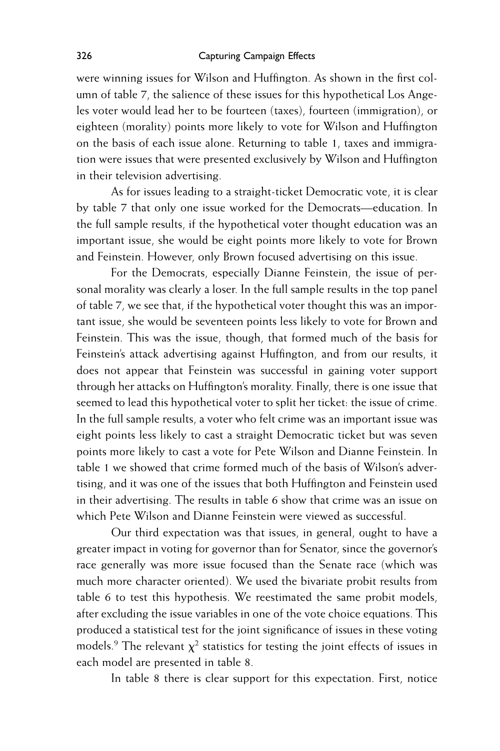were winning issues for Wilson and Huffington. As shown in the first column of table 7, the salience of these issues for this hypothetical Los Angeles voter would lead her to be fourteen (taxes), fourteen (immigration), or eighteen (morality) points more likely to vote for Wilson and Huffington on the basis of each issue alone. Returning to table 1, taxes and immigration were issues that were presented exclusively by Wilson and Huffington in their television advertising.

As for issues leading to a straight-ticket Democratic vote, it is clear by table 7 that only one issue worked for the Democrats—education. In the full sample results, if the hypothetical voter thought education was an important issue, she would be eight points more likely to vote for Brown and Feinstein. However, only Brown focused advertising on this issue.

For the Democrats, especially Dianne Feinstein, the issue of personal morality was clearly a loser. In the full sample results in the top panel of table 7, we see that, if the hypothetical voter thought this was an important issue, she would be seventeen points less likely to vote for Brown and Feinstein. This was the issue, though, that formed much of the basis for Feinstein's attack advertising against Huffington, and from our results, it does not appear that Feinstein was successful in gaining voter support through her attacks on Huffington's morality. Finally, there is one issue that seemed to lead this hypothetical voter to split her ticket: the issue of crime. In the full sample results, a voter who felt crime was an important issue was eight points less likely to cast a straight Democratic ticket but was seven points more likely to cast a vote for Pete Wilson and Dianne Feinstein. In table 1 we showed that crime formed much of the basis of Wilson's advertising, and it was one of the issues that both Huffington and Feinstein used in their advertising. The results in table 6 show that crime was an issue on which Pete Wilson and Dianne Feinstein were viewed as successful.

Our third expectation was that issues, in general, ought to have a greater impact in voting for governor than for Senator, since the governor's race generally was more issue focused than the Senate race (which was much more character oriented). We used the bivariate probit results from table 6 to test this hypothesis. We reestimated the same probit models, after excluding the issue variables in one of the vote choice equations. This produced a statistical test for the joint significance of issues in these voting models.[9] The relevant $\chi^2$ statistics for testing the joint effects of issues in each model are presented in table 8.

In table 8 there is clear support for this expectation. First, notice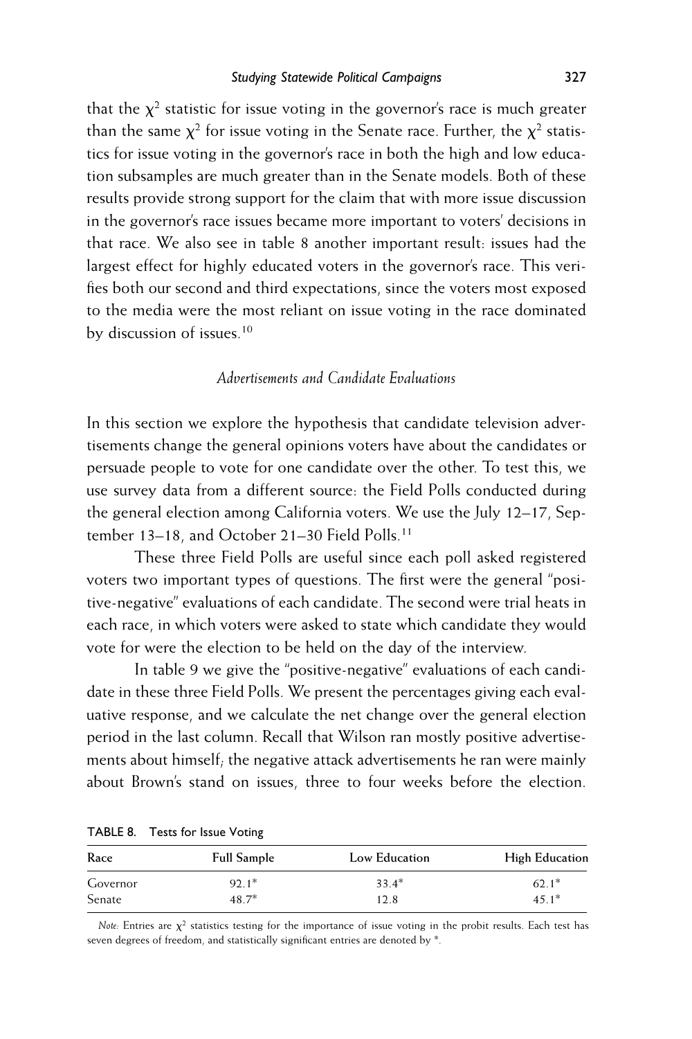that the $\chi^2$ statistic for issue voting in the governor's race is much greater than the same $\chi^2$ for issue voting in the Senate race. Further, the $\chi^2$ statistics for issue voting in the governor's race in both the high and low education subsamples are much greater than in the Senate models. Both of these results provide strong support for the claim that with more issue discussion in the governor's race issues became more important to voters' decisions in that race. We also see in table 8 another important result: issues had the largest effect for highly educated voters in the governor's race. This verifies both our second and third expectations, since the voters most exposed to the media were the most reliant on issue voting in the race dominated by discussion of issues.[10]

### *Advertisements and Candidate Evaluations*

In this section we explore the hypothesis that candidate television advertisements change the general opinions voters have about the candidates or persuade people to vote for one candidate over the other. To test this, we use survey data from a different source: the Field Polls conducted during the general election among California voters. We use the July 12–17, September 13–18, and October 21–30 Field Polls.[11]

These three Field Polls are useful since each poll asked registered voters two important types of questions. The first were the general "positive-negative" evaluations of each candidate. The second were trial heats in each race, in which voters were asked to state which candidate they would vote for were the election to be held on the day of the interview.

In table 9 we give the "positive-negative" evaluations of each candidate in these three Field Polls. We present the percentages giving each evaluative response, and we calculate the net change over the general election period in the last column. Recall that Wilson ran mostly positive advertisements about himself; the negative attack advertisements he ran were mainly about Brown's stand on issues, three to four weeks before the election.

TABLE 8. Tests for Issue Voting

| Race | Full Sample | Low Education | High Education |
|---|---|---|---|
| Governor | 92.1* | 33.4* | 62.1* |
| Senate | 48.7* | 12.8 | 45.1* |

*Note:* Entries are $\chi^2$ statistics testing for the importance of issue voting in the probit results. Each test has seven degrees of freedom, and statistically significant entries are denoted by *.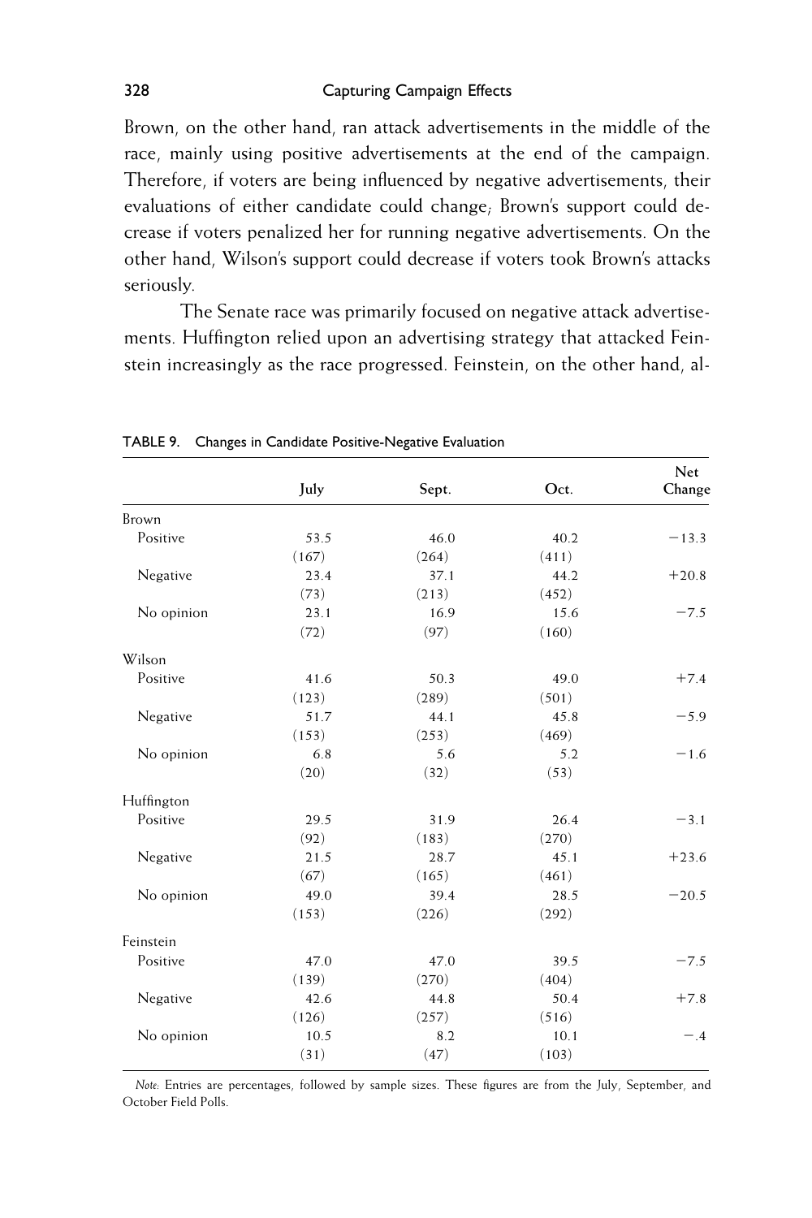Brown, on the other hand, ran attack advertisements in the middle of the race, mainly using positive advertisements at the end of the campaign. Therefore, if voters are being influenced by negative advertisements, their evaluations of either candidate could change; Brown's support could decrease if voters penalized her for running negative advertisements. On the other hand, Wilson's support could decrease if voters took Brown's attacks seriously.

The Senate race was primarily focused on negative attack advertisements. Huffington relied upon an advertising strategy that attacked Feinstein increasingly as the race progressed. Feinstein, on the other hand, al-

TABLE 9. Changes in Candidate Positive-Negative Evaluation

| | July | Sept. | Oct. | Net Change |
|---|---|---|---|---|
| Brown | | | | |
| Positive | 53.5 | 46.0 | 40.2 | −13.3 |
| | (167) | (264) | (411) | |
| Negative | 23.4 | 37.1 | 44.2 | +20.8 |
| | (73) | (213) | (452) | |
| No opinion | 23.1 | 16.9 | 15.6 | −7.5 |
| | (72) | (97) | (160) | |
| Wilson | | | | |
| Positive | 41.6 | 50.3 | 49.0 | +7.4 |
| | (123) | (289) | (501) | |
| Negative | 51.7 | 44.1 | 45.8 | −5.9 |
| | (153) | (253) | (469) | |
| No opinion | 6.8 | 5.6 | 5.2 | −1.6 |
| | (20) | (32) | (53) | |
| Huffington | | | | |
| Positive | 29.5 | 31.9 | 26.4 | −3.1 |
| | (92) | (183) | (270) | |
| Negative | 21.5 | 28.7 | 45.1 | +23.6 |
| | (67) | (165) | (461) | |
| No opinion | 49.0 | 39.4 | 28.5 | −20.5 |
| | (153) | (226) | (292) | |
| Feinstein | | | | |
| Positive | 47.0 | 47.0 | 39.5 | −7.5 |
| | (139) | (270) | (404) | |
| Negative | 42.6 | 44.8 | 50.4 | +7.8 |
| | (126) | (257) | (516) | |
| No opinion | 10.5 | 8.2 | 10.1 | −.4 |
| | (31) | (47) | (103) | |

*Note:* Entries are percentages, followed by sample sizes. These figures are from the July, September, and October Field Polls.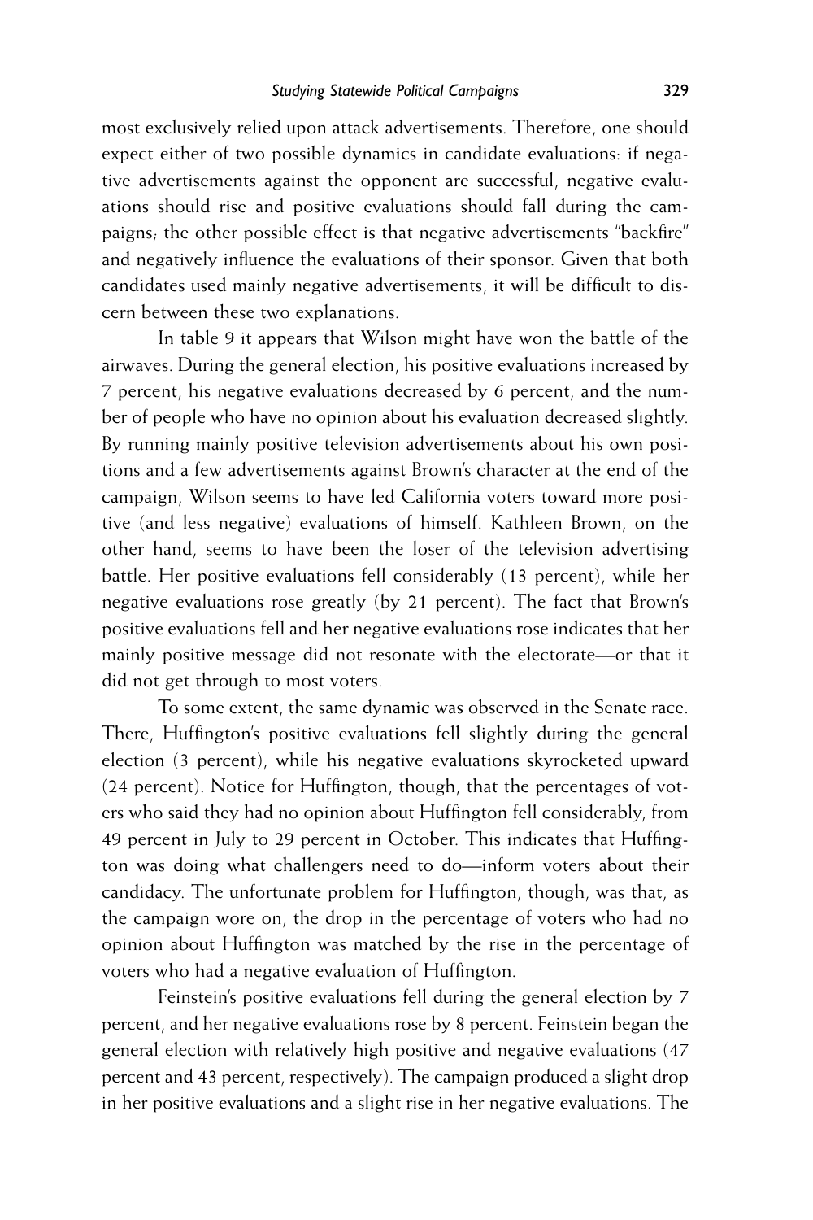most exclusively relied upon attack advertisements. Therefore, one should expect either of two possible dynamics in candidate evaluations: if negative advertisements against the opponent are successful, negative evaluations should rise and positive evaluations should fall during the campaigns; the other possible effect is that negative advertisements "backfire" and negatively influence the evaluations of their sponsor. Given that both candidates used mainly negative advertisements, it will be difficult to discern between these two explanations.

In table 9 it appears that Wilson might have won the battle of the airwaves. During the general election, his positive evaluations increased by 7 percent, his negative evaluations decreased by 6 percent, and the number of people who have no opinion about his evaluation decreased slightly. By running mainly positive television advertisements about his own positions and a few advertisements against Brown's character at the end of the campaign, Wilson seems to have led California voters toward more positive (and less negative) evaluations of himself. Kathleen Brown, on the other hand, seems to have been the loser of the television advertising battle. Her positive evaluations fell considerably (13 percent), while her negative evaluations rose greatly (by 21 percent). The fact that Brown's positive evaluations fell and her negative evaluations rose indicates that her mainly positive message did not resonate with the electorate—or that it did not get through to most voters.

To some extent, the same dynamic was observed in the Senate race. There, Huffington's positive evaluations fell slightly during the general election (3 percent), while his negative evaluations skyrocketed upward (24 percent). Notice for Huffington, though, that the percentages of voters who said they had no opinion about Huffington fell considerably, from 49 percent in July to 29 percent in October. This indicates that Huffington was doing what challengers need to do—inform voters about their candidacy. The unfortunate problem for Huffington, though, was that, as the campaign wore on, the drop in the percentage of voters who had no opinion about Huffington was matched by the rise in the percentage of voters who had a negative evaluation of Huffington.

Feinstein's positive evaluations fell during the general election by 7 percent, and her negative evaluations rose by 8 percent. Feinstein began the general election with relatively high positive and negative evaluations (47 percent and 43 percent, respectively). The campaign produced a slight drop in her positive evaluations and a slight rise in her negative evaluations. The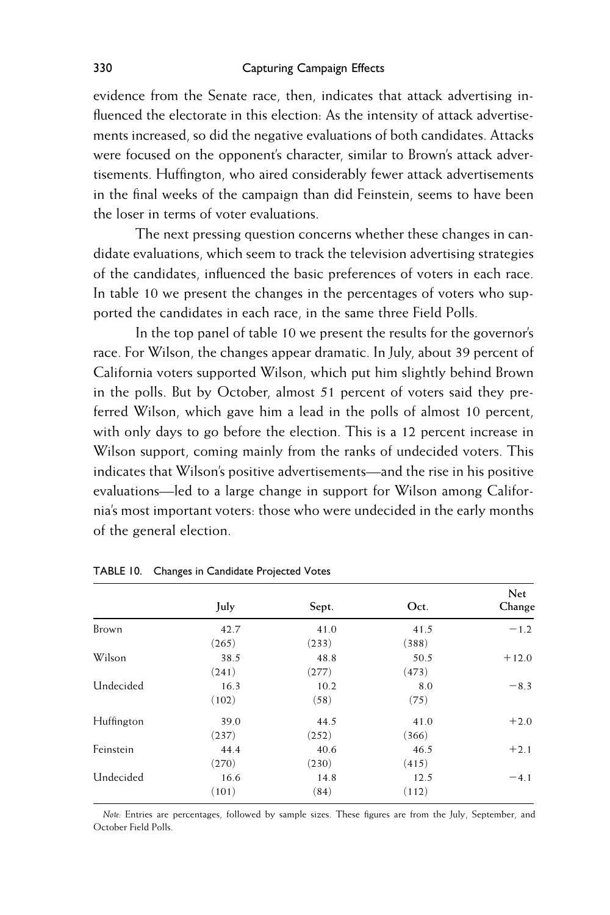evidence from the Senate race, then, indicates that attack advertising influenced the electorate in this election: As the intensity of attack advertisements increased, so did the negative evaluations of both candidates. Attacks were focused on the opponent's character, similar to Brown's attack advertisements. Huffington, who aired considerably fewer attack advertisements in the final weeks of the campaign than did Feinstein, seems to have been the loser in terms of voter evaluations.

The next pressing question concerns whether these changes in candidate evaluations, which seem to track the television advertising strategies of the candidates, influenced the basic preferences of voters in each race. In table 10 we present the changes in the percentages of voters who supported the candidates in each race, in the same three Field Polls.

In the top panel of table 10 we present the results for the governor's race. For Wilson, the changes appear dramatic. In July, about 39 percent of California voters supported Wilson, which put him slightly behind Brown in the polls. But by October, almost 51 percent of voters said they preferred Wilson, which gave him a lead in the polls of almost 10 percent, with only days to go before the election. This is a 12 percent increase in Wilson support, coming mainly from the ranks of undecided voters. This indicates that Wilson's positive advertisements—and the rise in his positive evaluations—led to a large change in support for Wilson among California's most important voters: those who were undecided in the early months of the general election.

TABLE 10. Changes in Candidate Projected Votes

| | July | Sept. | Oct. | Net Change |
|---|---|---|---|---|
| Brown | 42.7 | 41.0 | 41.5 | −1.2 |
| | (265) | (233) | (388) | |
| Wilson | 38.5 | 48.8 | 50.5 | +12.0 |
| | (241) | (277) | (473) | |
| Undecided | 16.3 | 10.2 | 8.0 | −8.3 |
| | (102) | (58) | (75) | |
| Huffington | 39.0 | 44.5 | 41.0 | +2.0 |
| | (237) | (252) | (366) | |
| Feinstein | 44.4 | 40.6 | 46.5 | +2.1 |
| | (270) | (230) | (415) | |
| Undecided | 16.6 | 14.8 | 12.5 | −4.1 |
| | (101) | (84) | (112) | |

*Note:* Entries are percentages, followed by sample sizes. These figures are from the July, September, and October Field Polls.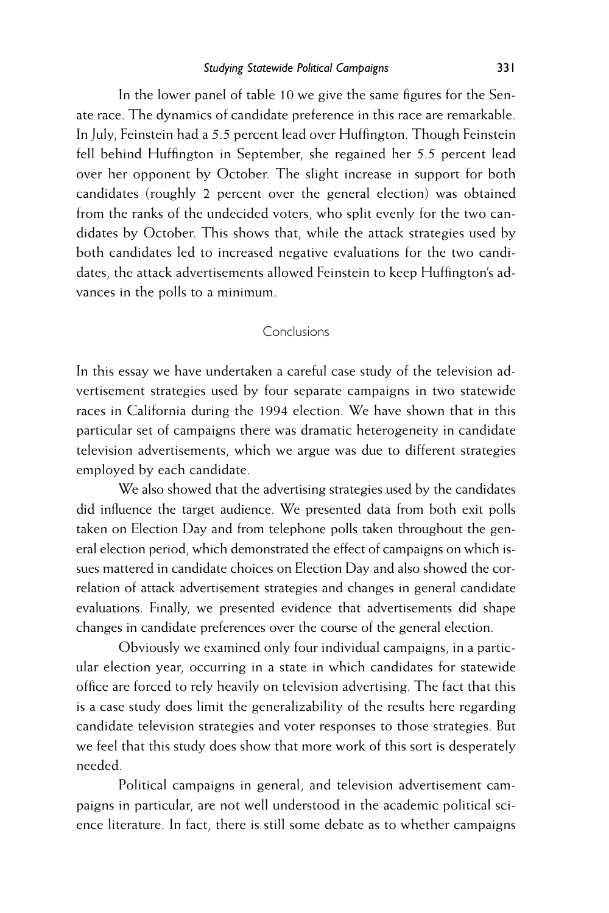In the lower panel of table 10 we give the same figures for the Senate race. The dynamics of candidate preference in this race are remarkable. In July, Feinstein had a 5.5 percent lead over Huffington. Though Feinstein fell behind Huffington in September, she regained her 5.5 percent lead over her opponent by October. The slight increase in support for both candidates (roughly 2 percent over the general election) was obtained from the ranks of the undecided voters, who split evenly for the two candidates by October. This shows that, while the attack strategies used by both candidates led to increased negative evaluations for the two candidates, the attack advertisements allowed Feinstein to keep Huffington's advances in the polls to a minimum.

## Conclusions

In this essay we have undertaken a careful case study of the television advertisement strategies used by four separate campaigns in two statewide races in California during the 1994 election. We have shown that in this particular set of campaigns there was dramatic heterogeneity in candidate television advertisements, which we argue was due to different strategies employed by each candidate.

We also showed that the advertising strategies used by the candidates did influence the target audience. We presented data from both exit polls taken on Election Day and from telephone polls taken throughout the general election period, which demonstrated the effect of campaigns on which issues mattered in candidate choices on Election Day and also showed the correlation of attack advertisement strategies and changes in general candidate evaluations. Finally, we presented evidence that advertisements did shape changes in candidate preferences over the course of the general election.

Obviously we examined only four individual campaigns, in a particular election year, occurring in a state in which candidates for statewide office are forced to rely heavily on television advertising. The fact that this is a case study does limit the generalizability of the results here regarding candidate television strategies and voter responses to those strategies. But we feel that this study does show that more work of this sort is desperately needed.

Political campaigns in general, and television advertisement campaigns in particular, are not well understood in the academic political science literature. In fact, there is still some debate as to whether campaigns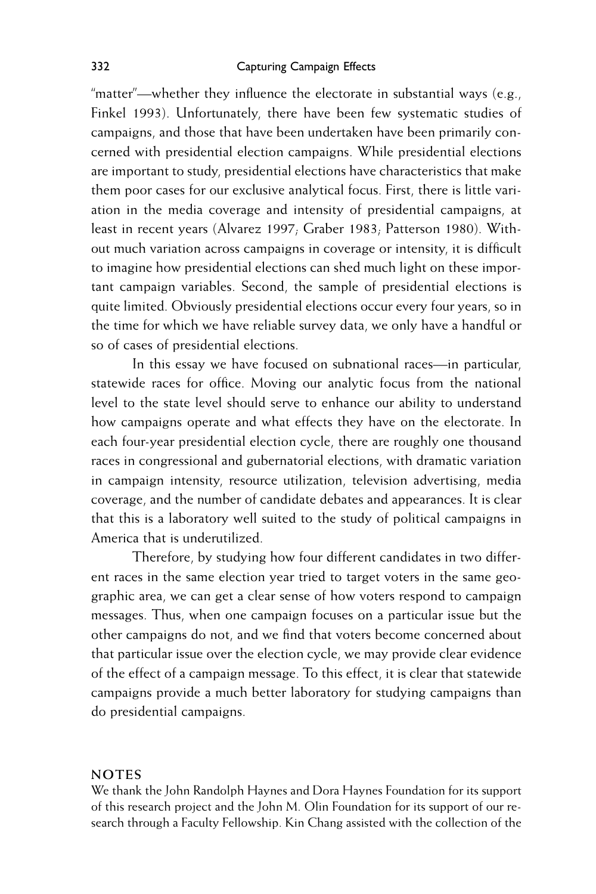"matter"—whether they influence the electorate in substantial ways (e.g., Finkel 1993). Unfortunately, there have been few systematic studies of campaigns, and those that have been undertaken have been primarily concerned with presidential election campaigns. While presidential elections are important to study, presidential elections have characteristics that make them poor cases for our exclusive analytical focus. First, there is little variation in the media coverage and intensity of presidential campaigns, at least in recent years (Alvarez 1997; Graber 1983; Patterson 1980). Without much variation across campaigns in coverage or intensity, it is difficult to imagine how presidential elections can shed much light on these important campaign variables. Second, the sample of presidential elections is quite limited. Obviously presidential elections occur every four years, so in the time for which we have reliable survey data, we only have a handful or so of cases of presidential elections.

In this essay we have focused on subnational races—in particular, statewide races for office. Moving our analytic focus from the national level to the state level should serve to enhance our ability to understand how campaigns operate and what effects they have on the electorate. In each four-year presidential election cycle, there are roughly one thousand races in congressional and gubernatorial elections, with dramatic variation in campaign intensity, resource utilization, television advertising, media coverage, and the number of candidate debates and appearances. It is clear that this is a laboratory well suited to the study of political campaigns in America that is underutilized.

Therefore, by studying how four different candidates in two different races in the same election year tried to target voters in the same geographic area, we can get a clear sense of how voters respond to campaign messages. Thus, when one campaign focuses on a particular issue but the other campaigns do not, and we find that voters become concerned about that particular issue over the election cycle, we may provide clear evidence of the effect of a campaign message. To this effect, it is clear that statewide campaigns provide a much better laboratory for studying campaigns than do presidential campaigns.

## NOTES

We thank the John Randolph Haynes and Dora Haynes Foundation for its support of this research project and the John M. Olin Foundation for its support of our research through a Faculty Fellowship. Kin Chang assisted with the collection of the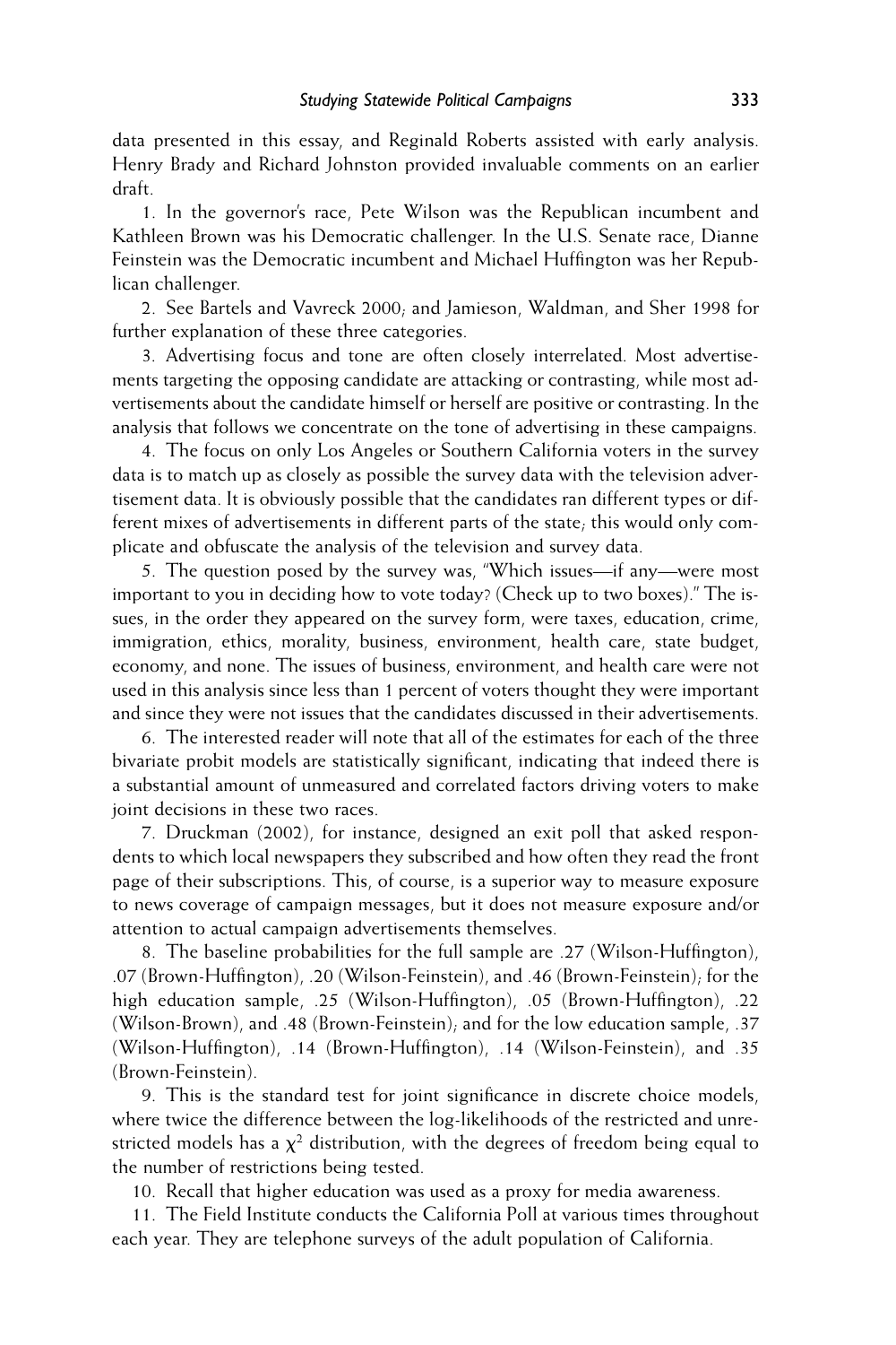data presented in this essay, and Reginald Roberts assisted with early analysis. Henry Brady and Richard Johnston provided invaluable comments on an earlier draft.

1. In the governor's race, Pete Wilson was the Republican incumbent and Kathleen Brown was his Democratic challenger. In the U.S. Senate race, Dianne Feinstein was the Democratic incumbent and Michael Huffington was her Republican challenger.

2. See Bartels and Vavreck 2000; and Jamieson, Waldman, and Sher 1998 for further explanation of these three categories.

3. Advertising focus and tone are often closely interrelated. Most advertisements targeting the opposing candidate are attacking or contrasting, while most advertisements about the candidate himself or herself are positive or contrasting. In the analysis that follows we concentrate on the tone of advertising in these campaigns.

4. The focus on only Los Angeles or Southern California voters in the survey data is to match up as closely as possible the survey data with the television advertisement data. It is obviously possible that the candidates ran different types or different mixes of advertisements in different parts of the state; this would only complicate and obfuscate the analysis of the television and survey data.

5. The question posed by the survey was, "Which issues—if any—were most important to you in deciding how to vote today? (Check up to two boxes)." The issues, in the order they appeared on the survey form, were taxes, education, crime, immigration, ethics, morality, business, environment, health care, state budget, economy, and none. The issues of business, environment, and health care were not used in this analysis since less than 1 percent of voters thought they were important and since they were not issues that the candidates discussed in their advertisements.

6. The interested reader will note that all of the estimates for each of the three bivariate probit models are statistically significant, indicating that indeed there is a substantial amount of unmeasured and correlated factors driving voters to make joint decisions in these two races.

7. Druckman (2002), for instance, designed an exit poll that asked respondents to which local newspapers they subscribed and how often they read the front page of their subscriptions. This, of course, is a superior way to measure exposure to news coverage of campaign messages, but it does not measure exposure and/or attention to actual campaign advertisements themselves.

8. The baseline probabilities for the full sample are .27 (Wilson-Huffington), .07 (Brown-Huffington), .20 (Wilson-Feinstein), and .46 (Brown-Feinstein); for the high education sample, .25 (Wilson-Huffington), .05 (Brown-Huffington), .22 (Wilson-Brown), and .48 (Brown-Feinstein); and for the low education sample, .37 (Wilson-Huffington), .14 (Brown-Huffington), .14 (Wilson-Feinstein), and .35 (Brown-Feinstein).

9. This is the standard test for joint significance in discrete choice models, where twice the difference between the log-likelihoods of the restricted and unrestricted models has a $\chi^2$ distribution, with the degrees of freedom being equal to the number of restrictions being tested.

10. Recall that higher education was used as a proxy for media awareness.

11. The Field Institute conducts the California Poll at various times throughout each year. They are telephone surveys of the adult population of California.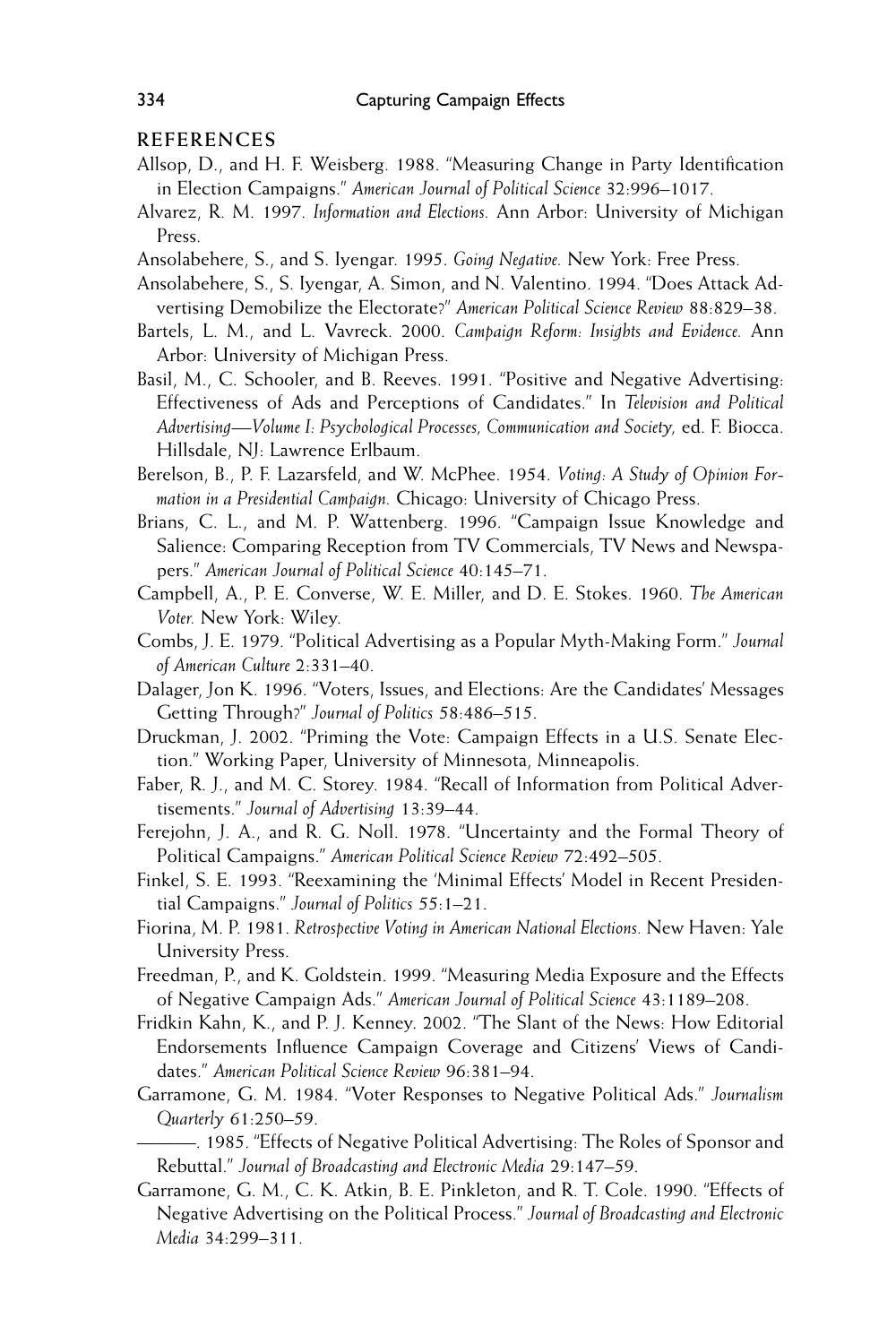## REFERENCES

Allsop, D., and H. F. Weisberg. 1988. "Measuring Change in Party Identification in Election Campaigns." *American Journal of Political Science* 32:996–1017.

Alvarez, R. M. 1997. *Information and Elections.* Ann Arbor: University of Michigan Press.

Ansolabehere, S., and S. Iyengar. 1995. *Going Negative.* New York: Free Press.

Ansolabehere, S., S. Iyengar, A. Simon, and N. Valentino. 1994. "Does Attack Advertising Demobilize the Electorate?" *American Political Science Review* 88:829–38.

Bartels, L. M., and L. Vavreck. 2000. *Campaign Reform: Insights and Evidence.* Ann Arbor: University of Michigan Press.

Basil, M., C. Schooler, and B. Reeves. 1991. "Positive and Negative Advertising: Effectiveness of Ads and Perceptions of Candidates." In *Television and Political Advertising—Volume I: Psychological Processes, Communication and Society,* ed. F. Biocca. Hillsdale, NJ: Lawrence Erlbaum.

Berelson, B., P. F. Lazarsfeld, and W. McPhee. 1954. *Voting: A Study of Opinion Formation in a Presidential Campaign.* Chicago: University of Chicago Press.

Brians, C. L., and M. P. Wattenberg. 1996. "Campaign Issue Knowledge and Salience: Comparing Reception from TV Commercials, TV News and Newspapers." *American Journal of Political Science* 40:145–71.

Campbell, A., P. E. Converse, W. E. Miller, and D. E. Stokes. 1960. *The American Voter.* New York: Wiley.

Combs, J. E. 1979. "Political Advertising as a Popular Myth-Making Form." *Journal of American Culture* 2:331–40.

Dalager, Jon K. 1996. "Voters, Issues, and Elections: Are the Candidates' Messages Getting Through?" *Journal of Politics* 58:486–515.

Druckman, J. 2002. "Priming the Vote: Campaign Effects in a U.S. Senate Election." Working Paper, University of Minnesota, Minneapolis.

Faber, R. J., and M. C. Storey. 1984. "Recall of Information from Political Advertisements." *Journal of Advertising* 13:39–44.

Ferejohn, J. A., and R. G. Noll. 1978. "Uncertainty and the Formal Theory of Political Campaigns." *American Political Science Review* 72:492–505.

Finkel, S. E. 1993. "Reexamining the 'Minimal Effects' Model in Recent Presidential Campaigns." *Journal of Politics* 55:1–21.

Fiorina, M. P. 1981. *Retrospective Voting in American National Elections.* New Haven: Yale University Press.

Freedman, P., and K. Goldstein. 1999. "Measuring Media Exposure and the Effects of Negative Campaign Ads." *American Journal of Political Science* 43:1189–208.

Fridkin Kahn, K., and P. J. Kenney. 2002. "The Slant of the News: How Editorial Endorsements Influence Campaign Coverage and Citizens' Views of Candidates." *American Political Science Review* 96:381–94.

Garramone, G. M. 1984. "Voter Responses to Negative Political Ads." *Journalism Quarterly* 61:250–59.

———. 1985. "Effects of Negative Political Advertising: The Roles of Sponsor and Rebuttal." *Journal of Broadcasting and Electronic Media* 29:147–59.

Garramone, G. M., C. K. Atkin, B. E. Pinkleton, and R. T. Cole. 1990. "Effects of Negative Advertising on the Political Process." *Journal of Broadcasting and Electronic Media* 34:299–311.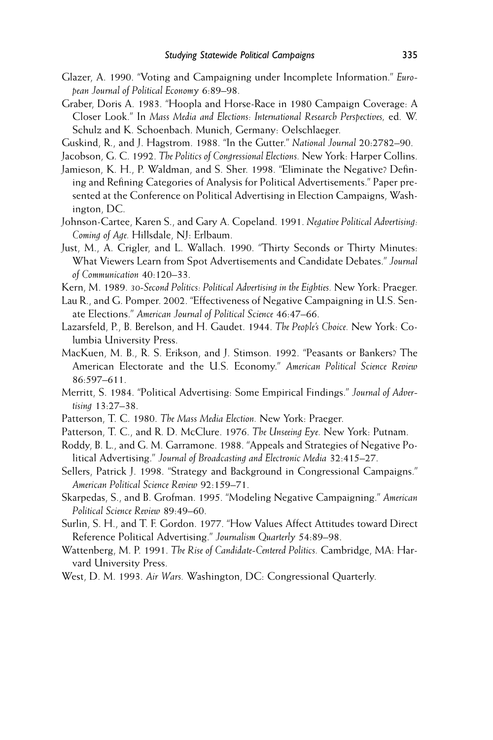Glazer, A. 1990. "Voting and Campaigning under Incomplete Information." *European Journal of Political Economy* 6:89–98.

Graber, Doris A. 1983. "Hoopla and Horse-Race in 1980 Campaign Coverage: A Closer Look." In *Mass Media and Elections: International Research Perspectives,* ed. W. Schulz and K. Schoenbach. Munich, Germany: Oelschlaeger.

Guskind, R., and J. Hagstrom. 1988. "In the Gutter." *National Journal* 20:2782–90.

Jacobson, G. C. 1992. *The Politics of Congressional Elections.* New York: Harper Collins.

Jamieson, K. H., P. Waldman, and S. Sher. 1998. "Eliminate the Negative? Defining and Refining Categories of Analysis for Political Advertisements." Paper presented at the Conference on Political Advertising in Election Campaigns, Washington, DC.

Johnson-Cartee, Karen S., and Gary A. Copeland. 1991. *Negative Political Advertising: Coming of Age.* Hillsdale, NJ: Erlbaum.

Just, M., A. Crigler, and L. Wallach. 1990. "Thirty Seconds or Thirty Minutes: What Viewers Learn from Spot Advertisements and Candidate Debates." *Journal of Communication* 40:120–33.

Kern, M. 1989. *30-Second Politics: Political Advertising in the Eighties.* New York: Praeger.

Lau R., and G. Pomper. 2002. "Effectiveness of Negative Campaigning in U.S. Senate Elections." *American Journal of Political Science* 46:47–66.

Lazarsfeld, P., B. Berelson, and H. Gaudet. 1944. *The People's Choice.* New York: Columbia University Press.

MacKuen, M. B., R. S. Erikson, and J. Stimson. 1992. "Peasants or Bankers? The American Electorate and the U.S. Economy." *American Political Science Review* 86:597–611.

Merritt, S. 1984. "Political Advertising: Some Empirical Findings." *Journal of Advertising* 13:27–38.

Patterson, T. C. 1980. *The Mass Media Election.* New York: Praeger.

Patterson, T. C., and R. D. McClure. 1976. *The Unseeing Eye.* New York: Putnam.

Roddy, B. L., and G. M. Garramone. 1988. "Appeals and Strategies of Negative Political Advertising." *Journal of Broadcasting and Electronic Media* 32:415–27.

Sellers, Patrick J. 1998. "Strategy and Background in Congressional Campaigns." *American Political Science Review* 92:159–71.

Skarpedas, S., and B. Grofman. 1995. "Modeling Negative Campaigning." *American Political Science Review* 89:49–60.

Surlin, S. H., and T. F. Gordon. 1977. "How Values Affect Attitudes toward Direct Reference Political Advertising." *Journalism Quarterly* 54:89–98.

Wattenberg, M. P. 1991. *The Rise of Candidate-Centered Politics.* Cambridge, MA: Harvard University Press.

West, D. M. 1993. *Air Wars.* Washington, DC: Congressional Quarterly.